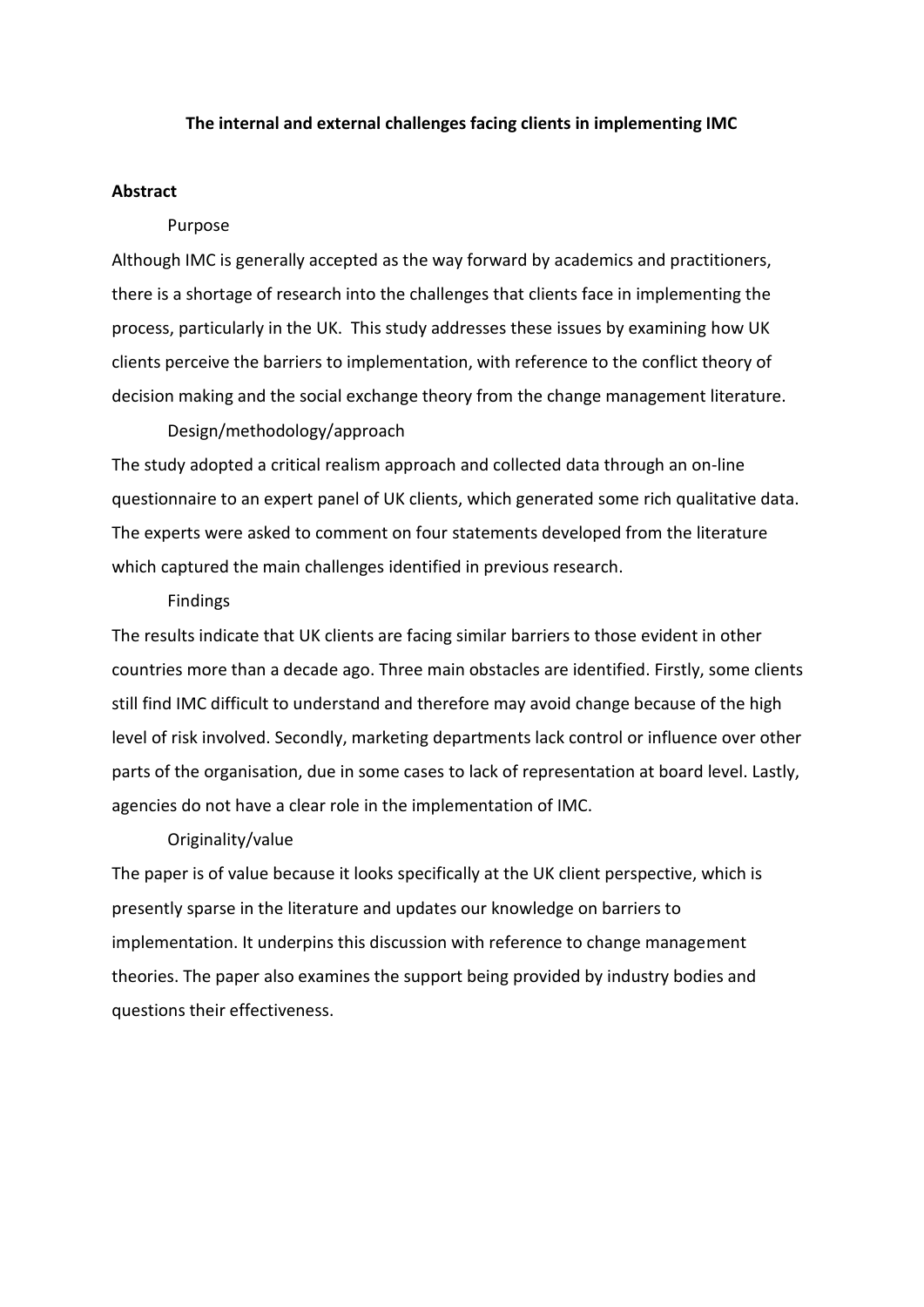# The internal and external challenges facing clients in implementing IMC

## Abstract

### Purpose

Although IMC is generally accepted as the way forward by academics and practitioners, there is a shortage of research into the challenges that clients face in implementing the process, particularly in the UK. This study addresses these issues by examining how UK clients perceive the barriers to implementation, with reference to the conflict theory of decision making and the social exchange theory from the change management literature.

### Design/methodology/approach

The study adopted a critical realism approach and collected data through an on-line questionnaire to an expert panel of UK clients, which generated some rich qualitative data. The experts were asked to comment on four statements developed from the literature which captured the main challenges identified in previous research.

### Findings

The results indicate that UK clients are facing similar barriers to those evident in other countries more than a decade ago. Three main obstacles are identified. Firstly, some clients still find IMC difficult to understand and therefore may avoid change because of the high level of risk involved. Secondly, marketing departments lack control or influence over other parts of the organisation, due in some cases to lack of representation at board level. Lastly, agencies do not have a clear role in the implementation of IMC.

### Originality/value

The paper is of value because it looks specifically at the UK client perspective, which is presently sparse in the literature and updates our knowledge on barriers to implementation. It underpins this discussion with reference to change management theories. The paper also examines the support being provided by industry bodies and questions their effectiveness.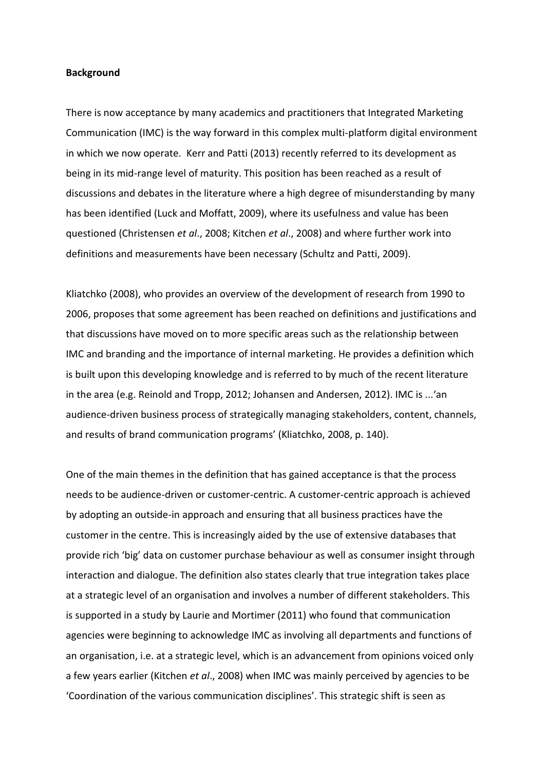**Background**

There is now acceptance by many academics and practitioners that Integrated Marketing Communication (IMC) is the way forward in this complex multi-platform digital environment in which we now operate. Kerr and Patti (2013) recently referred to its development as being in its mid-range level of maturity. This position has been reached as a result of discussions and debates in the literature where a high degree of misunderstanding by many has been identified (Luck and Moffatt, 2009), where its usefulness and value has been questioned (Christensen *et al*., 2008; Kitchen *et al*., 2008) and where further work into definitions and measurements have been necessary (Schultz and Patti, 2009).

Kliatchko (2008), who provides an overview of the development of research from 1990 to 2006, proposes that some agreement has been reached on definitions and justifications and that discussions have moved on to more specific areas such as the relationship between IMC and branding and the importance of internal marketing. He provides a definition which is built upon this developing knowledge and is referred to by much of the recent literature in the area (e.g. Reinold and Tropp, 2012; Johansen and Andersen, 2012). IMC is ...'an audience-driven business process of strategically managing stakeholders, content, channels, and results of brand communication programs' (Kliatchko, 2008, p. 140).

One of the main themes in the definition that has gained acceptance is that the process needs to be audience-driven or customer-centric. A customer-centric approach is achieved by adopting an outside-in approach and ensuring that all business practices have the customer in the centre. This is increasingly aided by the use of extensive databases that provide rich 'big' data on customer purchase behaviour as well as consumer insight through interaction and dialogue. The definition also states clearly that true integration takes place at a strategic level of an organisation and involves a number of different stakeholders. This is supported in a study by Laurie and Mortimer (2011) who found that communication agencies were beginning to acknowledge IMC as involving all departments and functions of an organisation, i.e. at a strategic level, which is an advancement from opinions voiced only a few years earlier (Kitchen *et al*., 2008) when IMC was mainly perceived by agencies to be 'Coordination of the various communication disciplines'. This strategic shift is seen as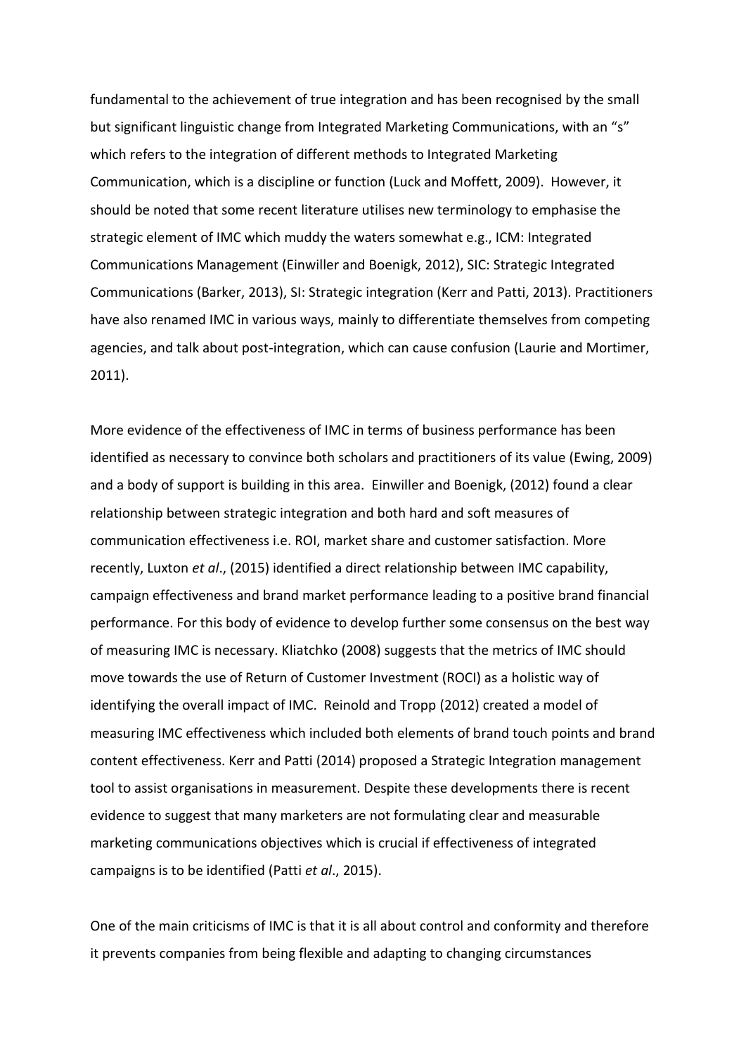fundamental to the achievement of true integration and has been recognised by the small but significant linguistic change from Integrated Marketing Communications, with an "s" which refers to the integration of different methods to Integrated Marketing Communication, which is a discipline or function (Luck and Moffett, 2009). However, it should be noted that some recent literature utilises new terminology to emphasise the strategic element of IMC which muddy the waters somewhat e.g., ICM: Integrated Communications Management (Einwiller and Boenigk, 2012), SIC: Strategic Integrated Communications (Barker, 2013), SI: Strategic integration (Kerr and Patti, 2013). Practitioners have also renamed IMC in various ways, mainly to differentiate themselves from competing agencies, and talk about post-integration, which can cause confusion (Laurie and Mortimer, 2011).

More evidence of the effectiveness of IMC in terms of business performance has been identified as necessary to convince both scholars and practitioners of its value (Ewing, 2009) and a body of support is building in this area. Einwiller and Boenigk, (2012) found a clear relationship between strategic integration and both hard and soft measures of communication effectiveness i.e. ROI, market share and customer satisfaction. More recently, Luxton *et al*., (2015) identified a direct relationship between IMC capability, campaign effectiveness and brand market performance leading to a positive brand financial performance. For this body of evidence to develop further some consensus on the best way of measuring IMC is necessary. Kliatchko (2008) suggests that the metrics of IMC should move towards the use of Return of Customer Investment (ROCI) as a holistic way of identifying the overall impact of IMC. Reinold and Tropp (2012) created a model of measuring IMC effectiveness which included both elements of brand touch points and brand content effectiveness. Kerr and Patti (2014) proposed a Strategic Integration management tool to assist organisations in measurement. Despite these developments there is recent evidence to suggest that many marketers are not formulating clear and measurable marketing communications objectives which is crucial if effectiveness of integrated campaigns is to be identified (Patti *et al*., 2015).

One of the main criticisms of IMC is that it is all about control and conformity and therefore it prevents companies from being flexible and adapting to changing circumstances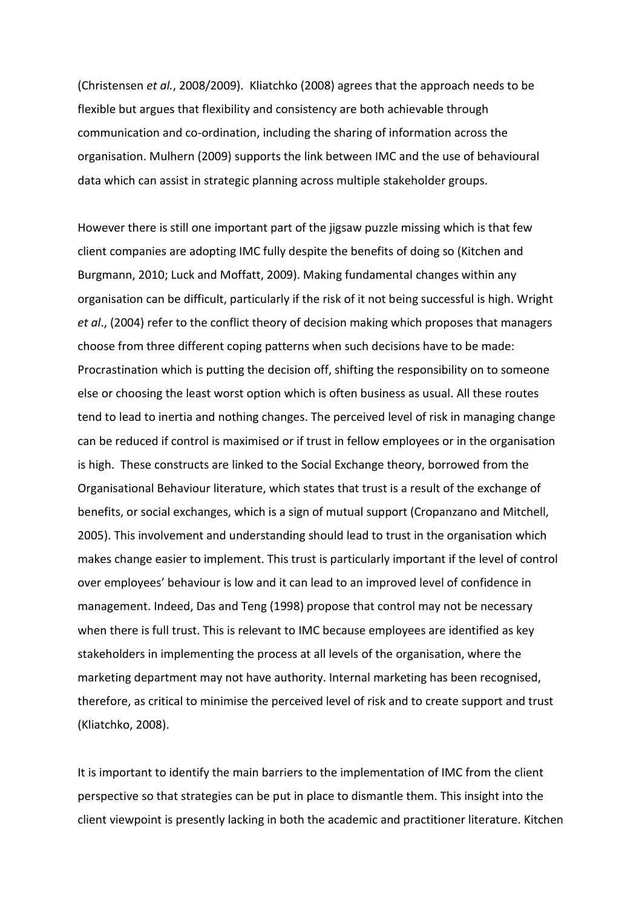(Christensen *et al.*, 2008/2009). Kliatchko (2008) agrees that the approach needs to be flexible but argues that flexibility and consistency are both achievable through communication and co-ordination, including the sharing of information across the organisation. Mulhern (2009) supports the link between IMC and the use of behavioural data which can assist in strategic planning across multiple stakeholder groups.

However there is still one important part of the jigsaw puzzle missing which is that few client companies are adopting IMC fully despite the benefits of doing so (Kitchen and Burgmann, 2010; Luck and Moffatt, 2009). Making fundamental changes within any organisation can be difficult, particularly if the risk of it not being successful is high. Wright *et al*., (2004) refer to the conflict theory of decision making which proposes that managers choose from three different coping patterns when such decisions have to be made: Procrastination which is putting the decision off, shifting the responsibility on to someone else or choosing the least worst option which is often business as usual. All these routes tend to lead to inertia and nothing changes. The perceived level of risk in managing change can be reduced if control is maximised or if trust in fellow employees or in the organisation is high. These constructs are linked to the Social Exchange theory, borrowed from the Organisational Behaviour literature, which states that trust is a result of the exchange of benefits, or social exchanges, which is a sign of mutual support (Cropanzano and Mitchell, 2005). This involvement and understanding should lead to trust in the organisation which makes change easier to implement. This trust is particularly important if the level of control over employees' behaviour is low and it can lead to an improved level of confidence in management. Indeed, Das and Teng (1998) propose that control may not be necessary when there is full trust. This is relevant to IMC because employees are identified as key stakeholders in implementing the process at all levels of the organisation, where the marketing department may not have authority. Internal marketing has been recognised, therefore, as critical to minimise the perceived level of risk and to create support and trust (Kliatchko, 2008).

It is important to identify the main barriers to the implementation of IMC from the client perspective so that strategies can be put in place to dismantle them. This insight into the client viewpoint is presently lacking in both the academic and practitioner literature. Kitchen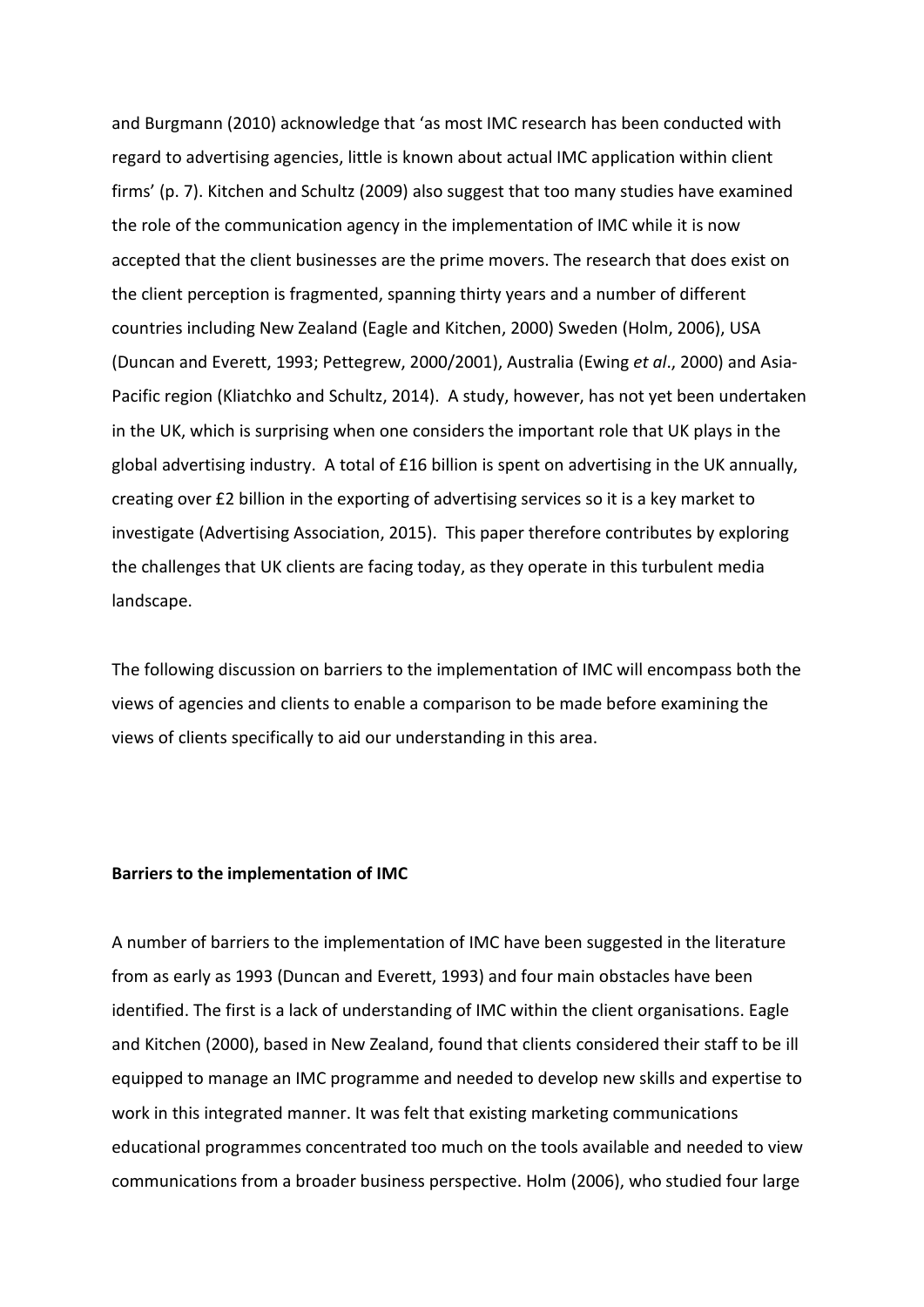and Burgmann (2010) acknowledge that 'as most IMC research has been conducted with regard to advertising agencies, little is known about actual IMC application within client firms' (p. 7). Kitchen and Schultz (2009) also suggest that too many studies have examined the role of the communication agency in the implementation of IMC while it is now accepted that the client businesses are the prime movers. The research that does exist on the client perception is fragmented, spanning thirty years and a number of different countries including New Zealand (Eagle and Kitchen, 2000) Sweden (Holm, 2006), USA (Duncan and Everett, 1993; Pettegrew, 2000/2001), Australia (Ewing *et al*., 2000) and Asia-Pacific region (Kliatchko and Schultz, 2014). A study, however, has not yet been undertaken in the UK, which is surprising when one considers the important role that UK plays in the global advertising industry. A total of £16 billion is spent on advertising in the UK annually, creating over £2 billion in the exporting of advertising services so it is a key market to investigate (Advertising Association, 2015). This paper therefore contributes by exploring the challenges that UK clients are facing today, as they operate in this turbulent media landscape.

The following discussion on barriers to the implementation of IMC will encompass both the views of agencies and clients to enable a comparison to be made before examining the views of clients specifically to aid our understanding in this area.

**Barriers to the implementation of IMC**

A number of barriers to the implementation of IMC have been suggested in the literature from as early as 1993 (Duncan and Everett, 1993) and four main obstacles have been identified. The first is a lack of understanding of IMC within the client organisations. Eagle and Kitchen (2000), based in New Zealand, found that clients considered their staff to be ill equipped to manage an IMC programme and needed to develop new skills and expertise to work in this integrated manner. It was felt that existing marketing communications educational programmes concentrated too much on the tools available and needed to view communications from a broader business perspective. Holm (2006), who studied four large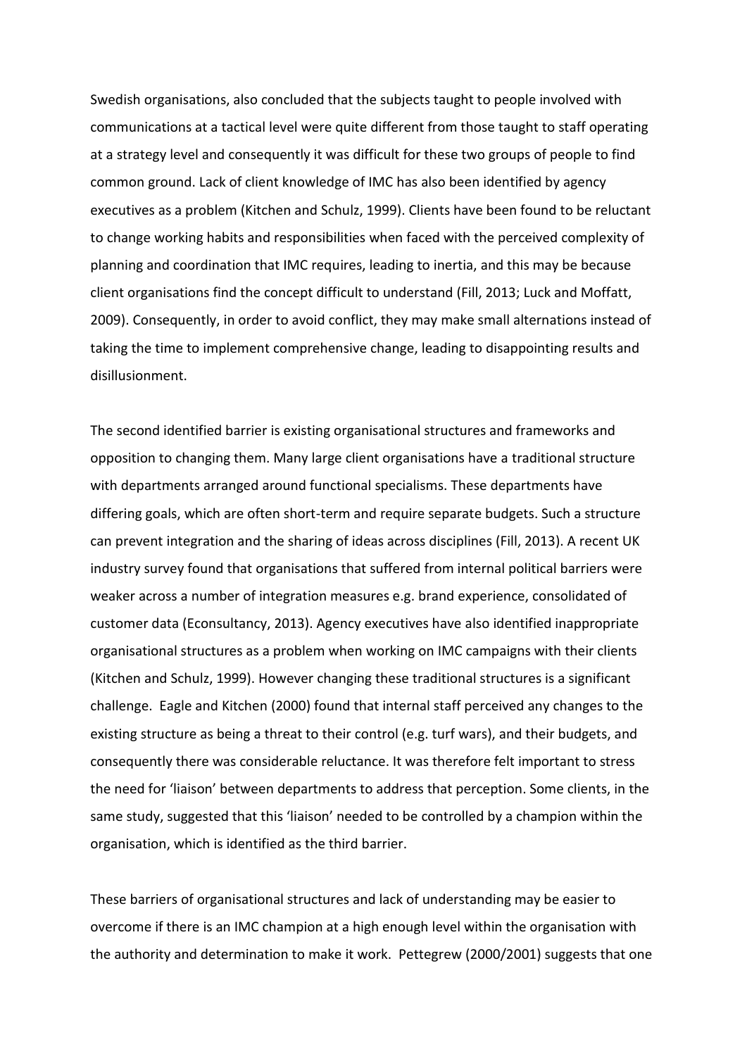Swedish organisations, also concluded that the subjects taught to people involved with communications at a tactical level were quite different from those taught to staff operating at a strategy level and consequently it was difficult for these two groups of people to find common ground. Lack of client knowledge of IMC has also been identified by agency executives as a problem (Kitchen and Schulz, 1999). Clients have been found to be reluctant to change working habits and responsibilities when faced with the perceived complexity of planning and coordination that IMC requires, leading to inertia, and this may be because client organisations find the concept difficult to understand (Fill, 2013; Luck and Moffatt, 2009). Consequently, in order to avoid conflict, they may make small alternations instead of taking the time to implement comprehensive change, leading to disappointing results and disillusionment.

The second identified barrier is existing organisational structures and frameworks and opposition to changing them. Many large client organisations have a traditional structure with departments arranged around functional specialisms. These departments have differing goals, which are often short-term and require separate budgets. Such a structure can prevent integration and the sharing of ideas across disciplines (Fill, 2013). A recent UK industry survey found that organisations that suffered from internal political barriers were weaker across a number of integration measures e.g. brand experience, consolidated of customer data (Econsultancy, 2013). Agency executives have also identified inappropriate organisational structures as a problem when working on IMC campaigns with their clients (Kitchen and Schulz, 1999). However changing these traditional structures is a significant challenge. Eagle and Kitchen (2000) found that internal staff perceived any changes to the existing structure as being a threat to their control (e.g. turf wars), and their budgets, and consequently there was considerable reluctance. It was therefore felt important to stress the need for 'liaison' between departments to address that perception. Some clients, in the same study, suggested that this 'liaison' needed to be controlled by a champion within the organisation, which is identified as the third barrier.

These barriers of organisational structures and lack of understanding may be easier to overcome if there is an IMC champion at a high enough level within the organisation with the authority and determination to make it work. Pettegrew (2000/2001) suggests that one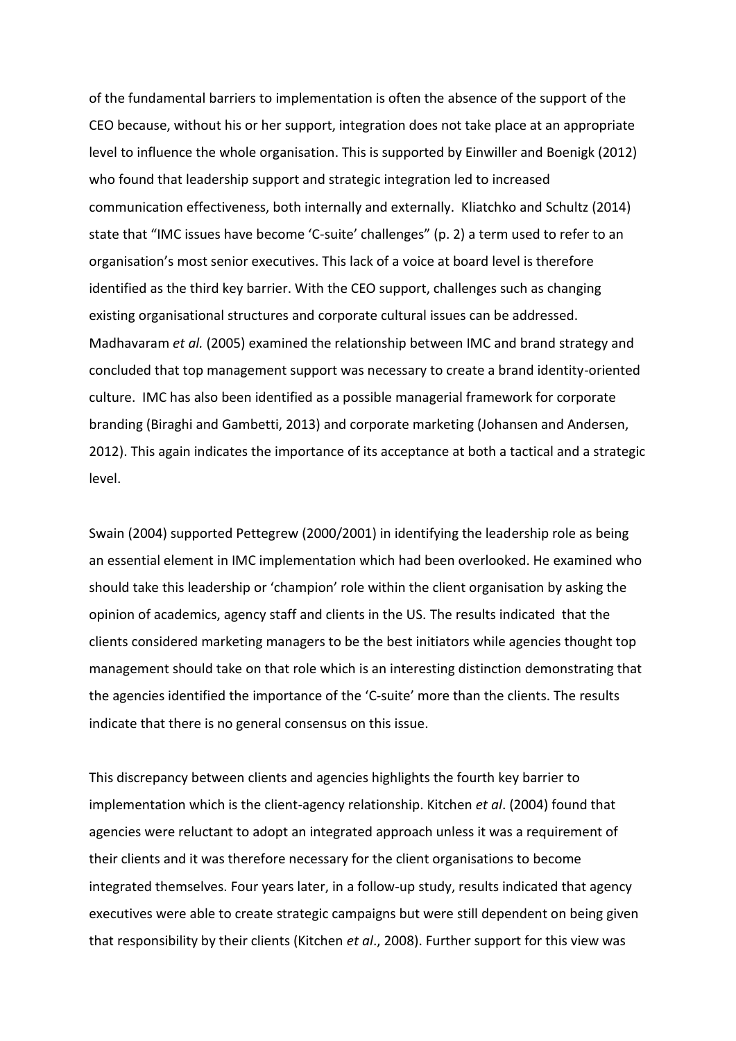of the fundamental barriers to implementation is often the absence of the support of the CEO because, without his or her support, integration does not take place at an appropriate level to influence the whole organisation. This is supported by Einwiller and Boenigk (2012) who found that leadership support and strategic integration led to increased communication effectiveness, both internally and externally. Kliatchko and Schultz (2014) state that "IMC issues have become 'C-suite' challenges" (p. 2) a term used to refer to an organisation's most senior executives. This lack of a voice at board level is therefore identified as the third key barrier. With the CEO support, challenges such as changing existing organisational structures and corporate cultural issues can be addressed. Madhavaram *et al.* (2005) examined the relationship between IMC and brand strategy and concluded that top management support was necessary to create a brand identity-oriented culture. IMC has also been identified as a possible managerial framework for corporate branding (Biraghi and Gambetti, 2013) and corporate marketing (Johansen and Andersen, 2012). This again indicates the importance of its acceptance at both a tactical and a strategic level.

Swain (2004) supported Pettegrew (2000/2001) in identifying the leadership role as being an essential element in IMC implementation which had been overlooked. He examined who should take this leadership or 'champion' role within the client organisation by asking the opinion of academics, agency staff and clients in the US. The results indicated that the clients considered marketing managers to be the best initiators while agencies thought top management should take on that role which is an interesting distinction demonstrating that the agencies identified the importance of the 'C-suite' more than the clients. The results indicate that there is no general consensus on this issue.

This discrepancy between clients and agencies highlights the fourth key barrier to implementation which is the client-agency relationship. Kitchen *et al*. (2004) found that agencies were reluctant to adopt an integrated approach unless it was a requirement of their clients and it was therefore necessary for the client organisations to become integrated themselves. Four years later, in a follow-up study, results indicated that agency executives were able to create strategic campaigns but were still dependent on being given that responsibility by their clients (Kitchen *et al*., 2008). Further support for this view was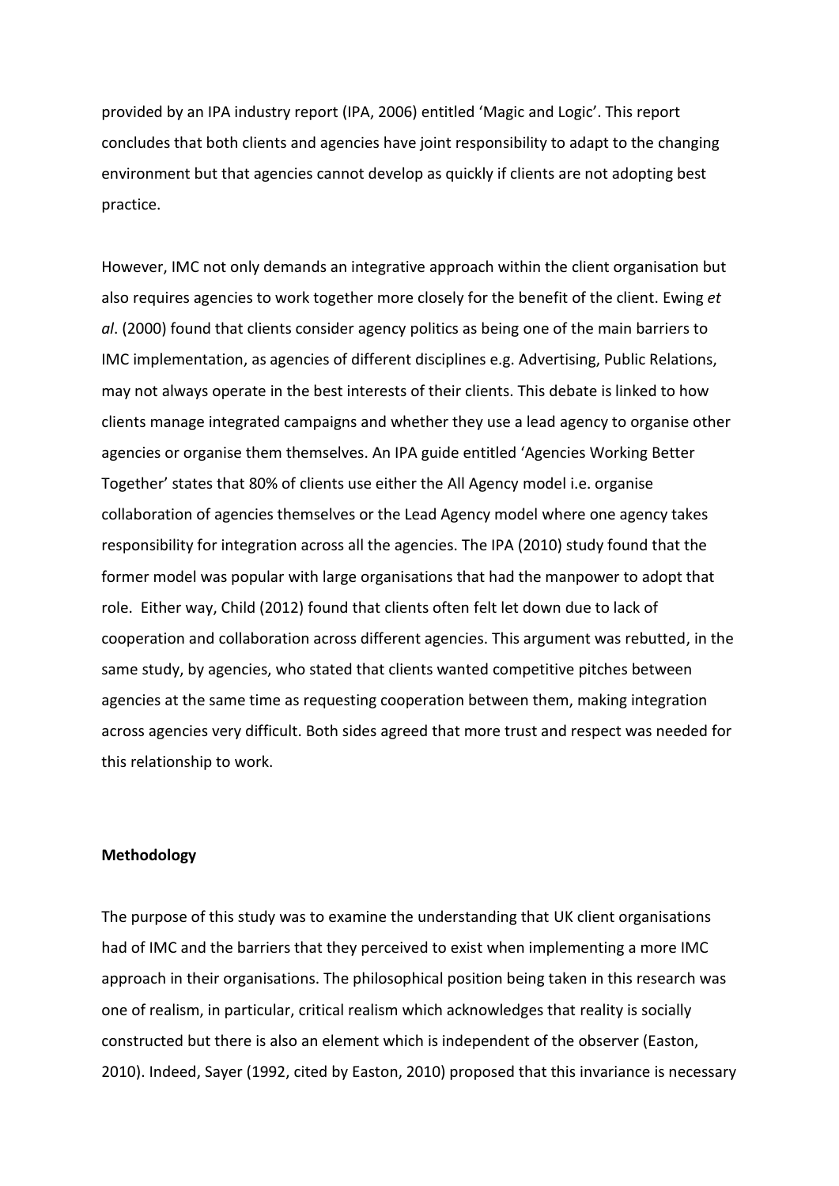provided by an IPA industry report (IPA, 2006) entitled 'Magic and Logic'. This report concludes that both clients and agencies have joint responsibility to adapt to the changing environment but that agencies cannot develop as quickly if clients are not adopting best practice.

However, IMC not only demands an integrative approach within the client organisation but also requires agencies to work together more closely for the benefit of the client. Ewing *et al*. (2000) found that clients consider agency politics as being one of the main barriers to IMC implementation, as agencies of different disciplines e.g. Advertising, Public Relations, may not always operate in the best interests of their clients. This debate is linked to how clients manage integrated campaigns and whether they use a lead agency to organise other agencies or organise them themselves. An IPA guide entitled 'Agencies Working Better Together' states that 80% of clients use either the All Agency model i.e. organise collaboration of agencies themselves or the Lead Agency model where one agency takes responsibility for integration across all the agencies. The IPA (2010) study found that the former model was popular with large organisations that had the manpower to adopt that role. Either way, Child (2012) found that clients often felt let down due to lack of cooperation and collaboration across different agencies. This argument was rebutted, in the same study, by agencies, who stated that clients wanted competitive pitches between agencies at the same time as requesting cooperation between them, making integration across agencies very difficult. Both sides agreed that more trust and respect was needed for this relationship to work.

**Methodology**

The purpose of this study was to examine the understanding that UK client organisations had of IMC and the barriers that they perceived to exist when implementing a more IMC approach in their organisations. The philosophical position being taken in this research was one of realism, in particular, critical realism which acknowledges that reality is socially constructed but there is also an element which is independent of the observer (Easton, 2010). Indeed, Sayer (1992, cited by Easton, 2010) proposed that this invariance is necessary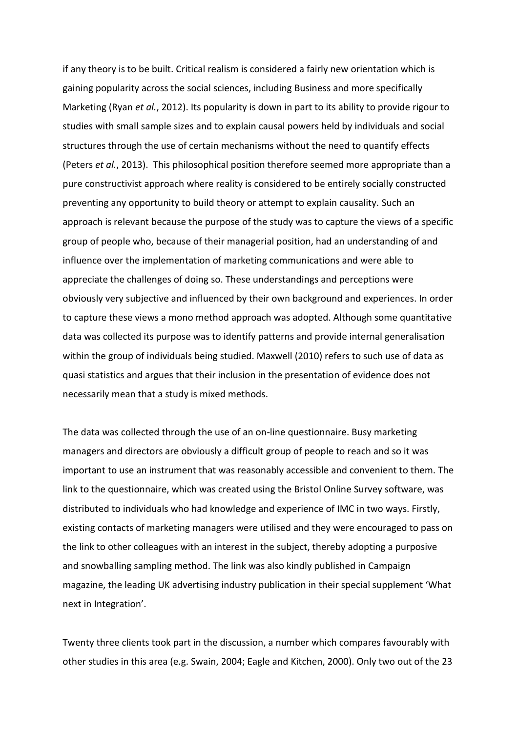if any theory is to be built. Critical realism is considered a fairly new orientation which is gaining popularity across the social sciences, including Business and more specifically Marketing (Ryan *et al.*, 2012). Its popularity is down in part to its ability to provide rigour to studies with small sample sizes and to explain causal powers held by individuals and social structures through the use of certain mechanisms without the need to quantify effects (Peters *et al.*, 2013). This philosophical position therefore seemed more appropriate than a pure constructivist approach where reality is considered to be entirely socially constructed preventing any opportunity to build theory or attempt to explain causality. Such an approach is relevant because the purpose of the study was to capture the views of a specific group of people who, because of their managerial position, had an understanding of and influence over the implementation of marketing communications and were able to appreciate the challenges of doing so. These understandings and perceptions were obviously very subjective and influenced by their own background and experiences. In order to capture these views a mono method approach was adopted. Although some quantitative data was collected its purpose was to identify patterns and provide internal generalisation within the group of individuals being studied. Maxwell (2010) refers to such use of data as quasi statistics and argues that their inclusion in the presentation of evidence does not necessarily mean that a study is mixed methods.

The data was collected through the use of an on-line questionnaire. Busy marketing managers and directors are obviously a difficult group of people to reach and so it was important to use an instrument that was reasonably accessible and convenient to them. The link to the questionnaire, which was created using the Bristol Online Survey software, was distributed to individuals who had knowledge and experience of IMC in two ways. Firstly, existing contacts of marketing managers were utilised and they were encouraged to pass on the link to other colleagues with an interest in the subject, thereby adopting a purposive and snowballing sampling method. The link was also kindly published in Campaign magazine, the leading UK advertising industry publication in their special supplement 'What next in Integration'.

Twenty three clients took part in the discussion, a number which compares favourably with other studies in this area (e.g. Swain, 2004; Eagle and Kitchen, 2000). Only two out of the 23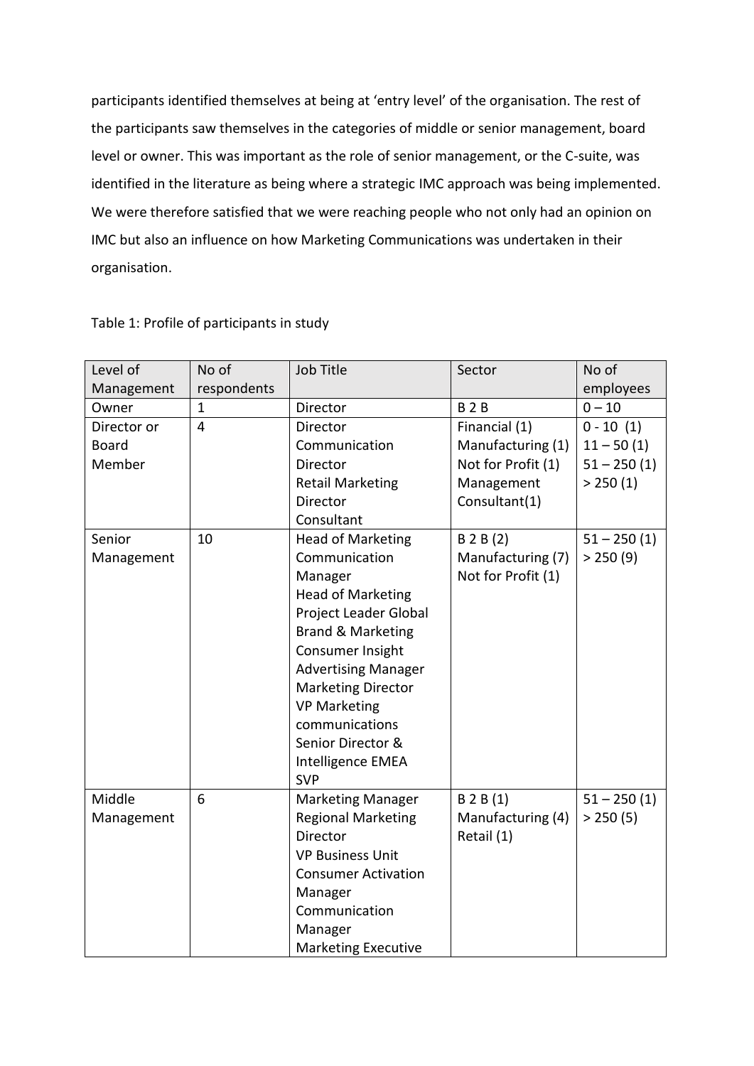participants identified themselves at being at 'entry level' of the organisation. The rest of the participants saw themselves in the categories of middle or senior management, board level or owner. This was important as the role of senior management, or the C-suite, was identified in the literature as being where a strategic IMC approach was being implemented. We were therefore satisfied that we were reaching people who not only had an opinion on IMC but also an influence on how Marketing Communications was undertaken in their organisation.

Table 1: Profile of participants in study

| Level of Management | No of respondents | Job Title | Sector | No of employees |
|---|---|---|---|---|
| Owner | 1 | Director | B 2 B | 0 – 10 |
| Director or Board Member | 4 | Director Communication<br>Director Retail Marketing<br>Director<br>Consultant | Financial (1)<br>Manufacturing (1)<br>Not for Profit (1)<br>Management Consultant(1) | 0 - 10 (1)<br>11 – 50 (1)<br>51 – 250 (1)<br>> 250 (1) |
| Senior Management | 10 | Head of Marketing<br>Communication Manager<br>Head of Marketing<br>Project Leader Global Brand & Marketing<br>Consumer Insight<br>Advertising Manager<br>Marketing Director<br>VP Marketing communications<br>Senior Director & Intelligence EMEA<br>SVP | B 2 B (2)<br>Manufacturing (7)<br>Not for Profit (1) | 51 – 250 (1)<br>> 250 (9) |
| Middle Management | 6 | Marketing Manager<br>Regional Marketing Director<br>VP Business Unit<br>Consumer Activation Manager<br>Communication Manager<br>Marketing Executive | B 2 B (1)<br>Manufacturing (4)<br>Retail (1) | 51 – 250 (1)<br>> 250 (5) |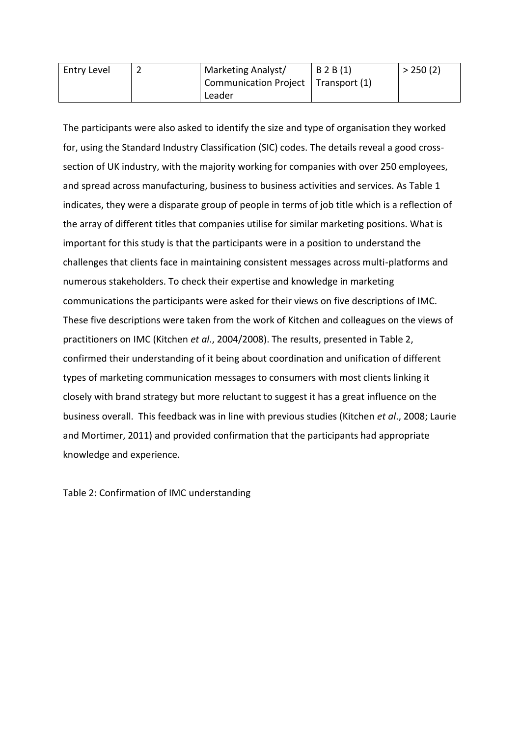| Entry Level | 2 | Marketing Analyst/ Communication Project Leader | B 2 B (1) Transport (1) | > 250 (2) |
|---|---|---|---|---|

The participants were also asked to identify the size and type of organisation they worked for, using the Standard Industry Classification (SIC) codes. The details reveal a good cross-section of UK industry, with the majority working for companies with over 250 employees, and spread across manufacturing, business to business activities and services. As Table 1 indicates, they were a disparate group of people in terms of job title which is a reflection of the array of different titles that companies utilise for similar marketing positions. What is important for this study is that the participants were in a position to understand the challenges that clients face in maintaining consistent messages across multi-platforms and numerous stakeholders. To check their expertise and knowledge in marketing communications the participants were asked for their views on five descriptions of IMC. These five descriptions were taken from the work of Kitchen and colleagues on the views of practitioners on IMC (Kitchen *et al*., 2004/2008). The results, presented in Table 2, confirmed their understanding of it being about coordination and unification of different types of marketing communication messages to consumers with most clients linking it closely with brand strategy but more reluctant to suggest it has a great influence on the business overall. This feedback was in line with previous studies (Kitchen *et al*., 2008; Laurie and Mortimer, 2011) and provided confirmation that the participants had appropriate knowledge and experience.

Table 2: Confirmation of IMC understanding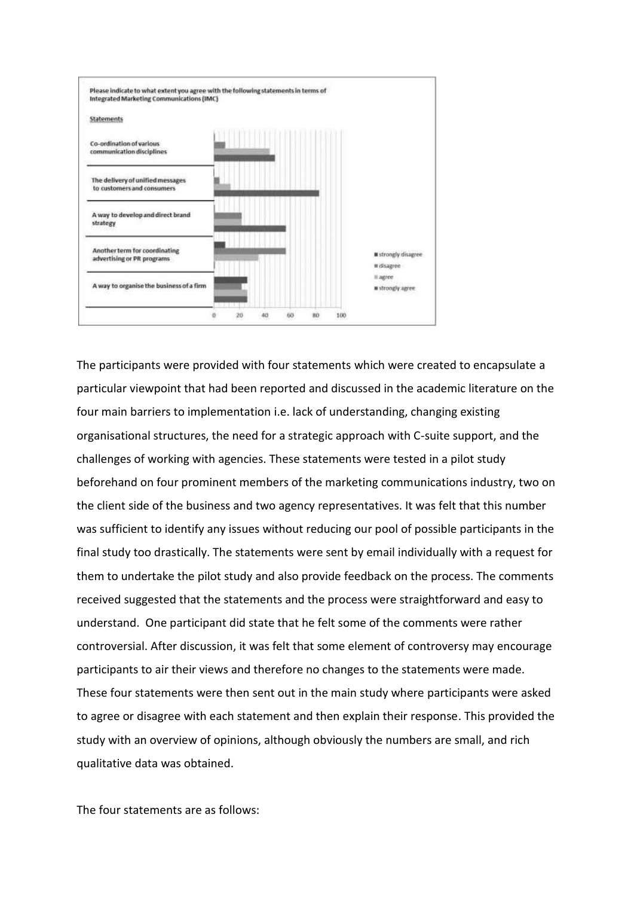Please indicate to what extent you agree with the following statements in terms of Integrated Marketing Communications (IMC)

Statements

- Co-ordination of various communication disciplines
- The delivery of unified messages to customers and consumers
- A way to develop and direct brand strategy
- Another term for coordinating advertising or PR programs
- A way to organise the business of a firm

Legend: strongly disagree, disagree, agree, strongly agree

0 20 40 60 80 100

The participants were provided with four statements which were created to encapsulate a particular viewpoint that had been reported and discussed in the academic literature on the four main barriers to implementation i.e. lack of understanding, changing existing organisational structures, the need for a strategic approach with C-suite support, and the challenges of working with agencies. These statements were tested in a pilot study beforehand on four prominent members of the marketing communications industry, two on the client side of the business and two agency representatives. It was felt that this number was sufficient to identify any issues without reducing our pool of possible participants in the final study too drastically. The statements were sent by email individually with a request for them to undertake the pilot study and also provide feedback on the process. The comments received suggested that the statements and the process were straightforward and easy to understand. One participant did state that he felt some of the comments were rather controversial. After discussion, it was felt that some element of controversy may encourage participants to air their views and therefore no changes to the statements were made. These four statements were then sent out in the main study where participants were asked to agree or disagree with each statement and then explain their response. This provided the study with an overview of opinions, although obviously the numbers are small, and rich qualitative data was obtained.

The four statements are as follows: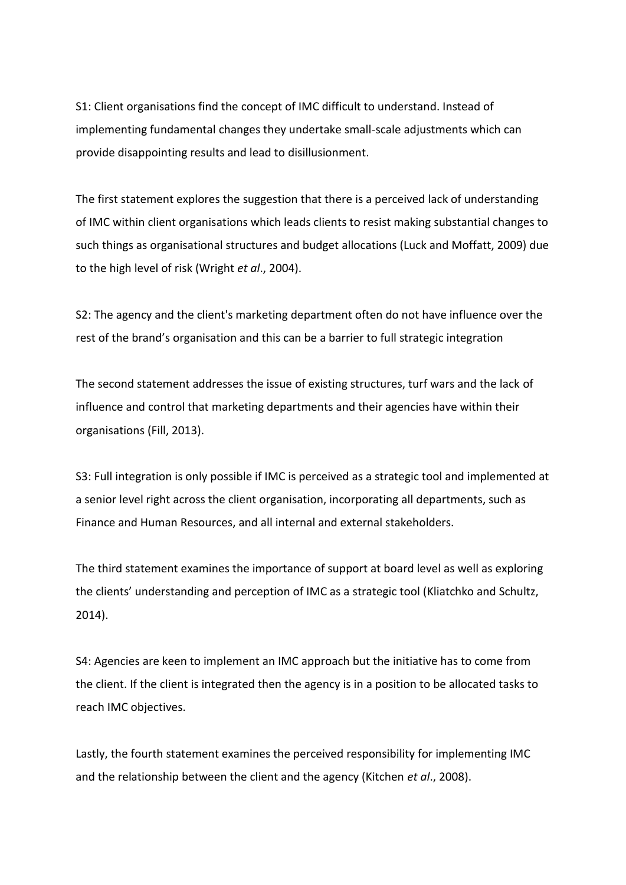S1: Client organisations find the concept of IMC difficult to understand. Instead of implementing fundamental changes they undertake small-scale adjustments which can provide disappointing results and lead to disillusionment.

The first statement explores the suggestion that there is a perceived lack of understanding of IMC within client organisations which leads clients to resist making substantial changes to such things as organisational structures and budget allocations (Luck and Moffatt, 2009) due to the high level of risk (Wright *et al*., 2004).

S2: The agency and the client's marketing department often do not have influence over the rest of the brand's organisation and this can be a barrier to full strategic integration

The second statement addresses the issue of existing structures, turf wars and the lack of influence and control that marketing departments and their agencies have within their organisations (Fill, 2013).

S3: Full integration is only possible if IMC is perceived as a strategic tool and implemented at a senior level right across the client organisation, incorporating all departments, such as Finance and Human Resources, and all internal and external stakeholders.

The third statement examines the importance of support at board level as well as exploring the clients' understanding and perception of IMC as a strategic tool (Kliatchko and Schultz, 2014).

S4: Agencies are keen to implement an IMC approach but the initiative has to come from the client. If the client is integrated then the agency is in a position to be allocated tasks to reach IMC objectives.

Lastly, the fourth statement examines the perceived responsibility for implementing IMC and the relationship between the client and the agency (Kitchen *et al*., 2008).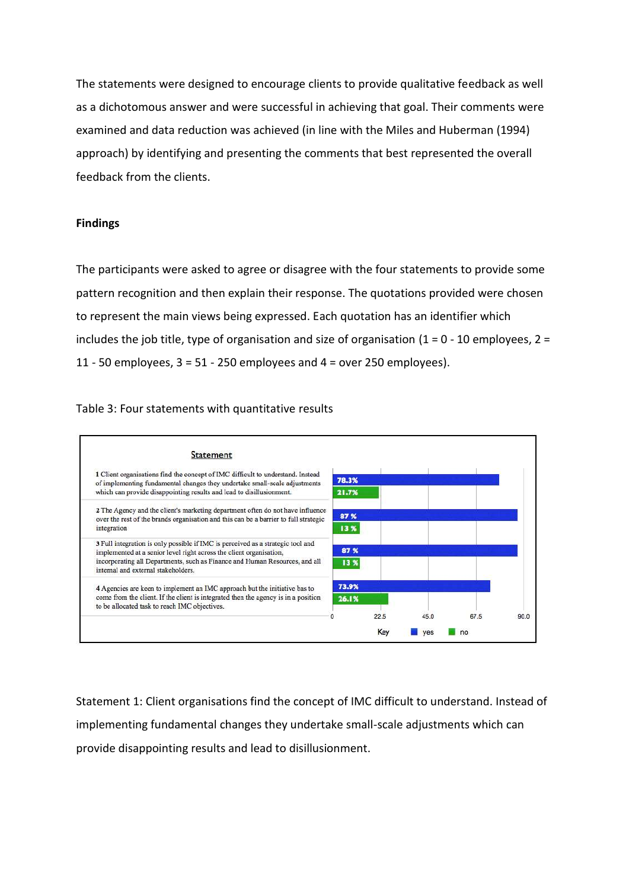The statements were designed to encourage clients to provide qualitative feedback as well as a dichotomous answer and were successful in achieving that goal. Their comments were examined and data reduction was achieved (in line with the Miles and Huberman (1994) approach) by identifying and presenting the comments that best represented the overall feedback from the clients.

## Findings

The participants were asked to agree or disagree with the four statements to provide some pattern recognition and then explain their response. The quotations provided were chosen to represent the main views being expressed. Each quotation has an identifier which includes the job title, type of organisation and size of organisation (1 = 0 - 10 employees, 2 = 11 - 50 employees, 3 = 51 - 250 employees and 4 = over 250 employees).

Table 3: Four statements with quantitative results

| Statement | yes | no |
| --- | --- | --- |
| 1 Client organisations find the concept of IMC difficult to understand. Instead of implementing fundamental changes they undertake small-scale adjustments which can provide disappointing results and lead to disillusionment. | 78.3% | 21.7% |
| 2 The Agency and the client's marketing department often do not have influence over the rest of the brands organisation and this can be a barrier to full strategic integration | 87 % | 13 % |
| 3 Full integration is only possible if IMC is perceived as a strategic tool and implemented at a senior level right across the client organisation, incorporating all Departments, such as Finance and Human Resources, and all internal and external stakeholders. | 87 % | 13 % |
| 4 Agencies are keen to implement an IMC approach but the initiative has to come from the client. If the client is integrated then the agency is in a position to be allocated task to reach IMC objectives. | 73.9% | 26.1% |

Statement 1: Client organisations find the concept of IMC difficult to understand. Instead of implementing fundamental changes they undertake small-scale adjustments which can provide disappointing results and lead to disillusionment.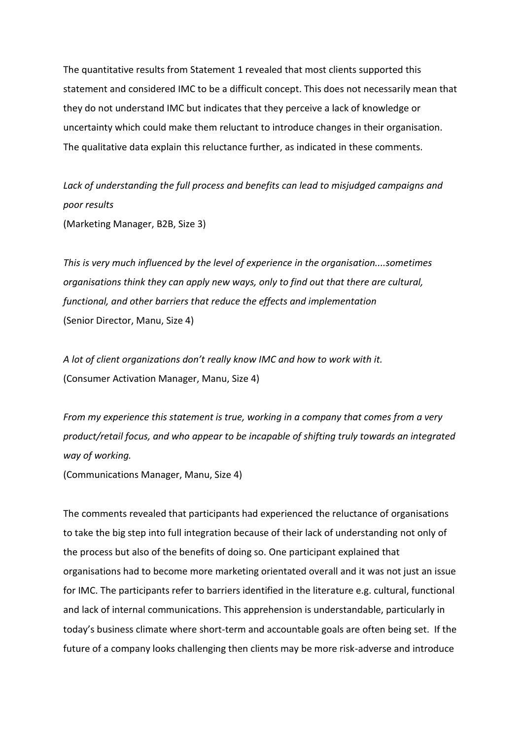The quantitative results from Statement 1 revealed that most clients supported this statement and considered IMC to be a difficult concept. This does not necessarily mean that they do not understand IMC but indicates that they perceive a lack of knowledge or uncertainty which could make them reluctant to introduce changes in their organisation. The qualitative data explain this reluctance further, as indicated in these comments.

*Lack of understanding the full process and benefits can lead to misjudged campaigns and poor results*
(Marketing Manager, B2B, Size 3)

*This is very much influenced by the level of experience in the organisation....sometimes organisations think they can apply new ways, only to find out that there are cultural, functional, and other barriers that reduce the effects and implementation*
(Senior Director, Manu, Size 4)

*A lot of client organizations don't really know IMC and how to work with it.*
(Consumer Activation Manager, Manu, Size 4)

*From my experience this statement is true, working in a company that comes from a very product/retail focus, and who appear to be incapable of shifting truly towards an integrated way of working.*
(Communications Manager, Manu, Size 4)

The comments revealed that participants had experienced the reluctance of organisations to take the big step into full integration because of their lack of understanding not only of the process but also of the benefits of doing so. One participant explained that organisations had to become more marketing orientated overall and it was not just an issue for IMC. The participants refer to barriers identified in the literature e.g. cultural, functional and lack of internal communications. This apprehension is understandable, particularly in today's business climate where short-term and accountable goals are often being set. If the future of a company looks challenging then clients may be more risk-adverse and introduce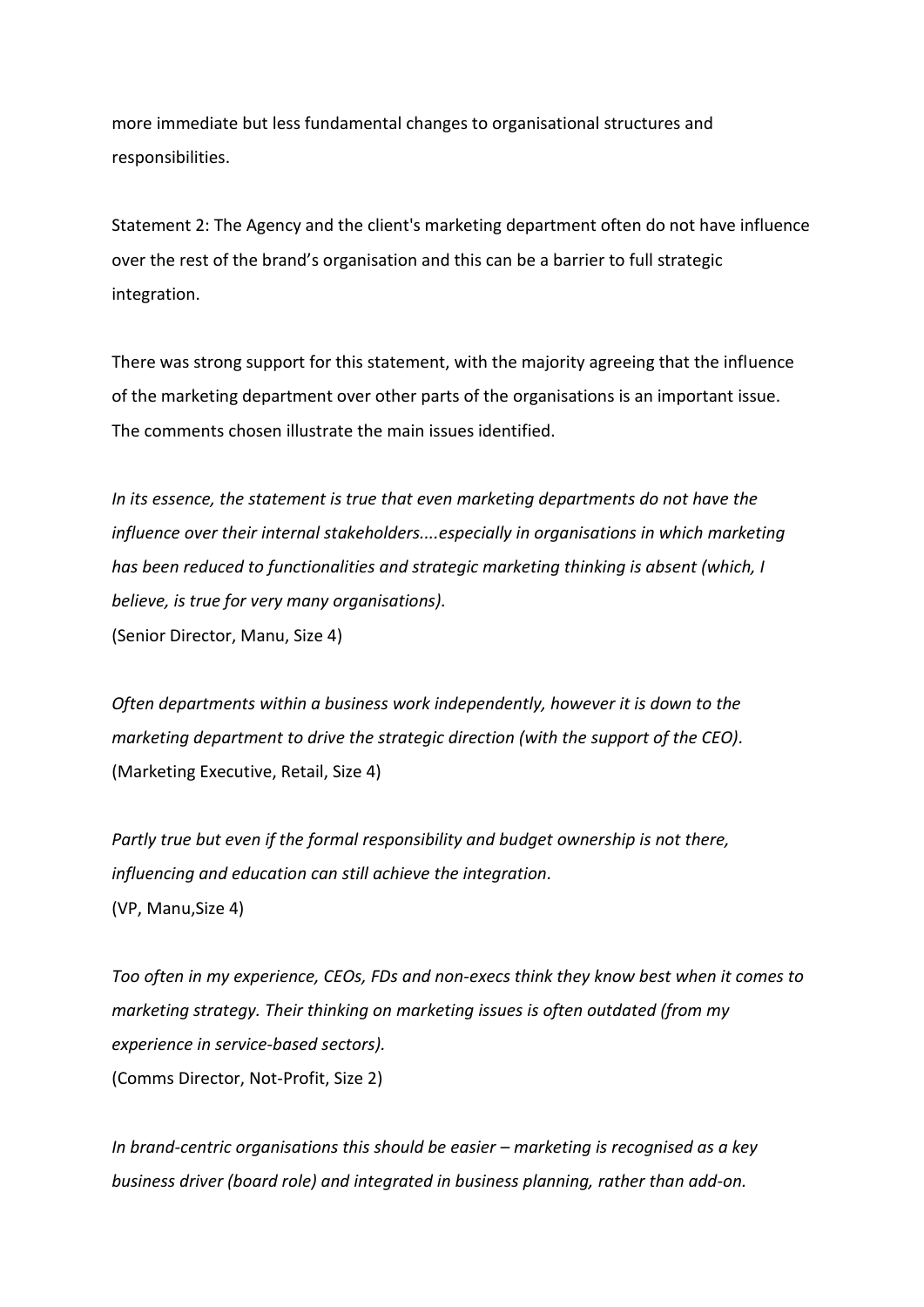more immediate but less fundamental changes to organisational structures and responsibilities.

Statement 2: The Agency and the client's marketing department often do not have influence over the rest of the brand's organisation and this can be a barrier to full strategic integration.

There was strong support for this statement, with the majority agreeing that the influence of the marketing department over other parts of the organisations is an important issue. The comments chosen illustrate the main issues identified.

*In its essence, the statement is true that even marketing departments do not have the influence over their internal stakeholders....especially in organisations in which marketing has been reduced to functionalities and strategic marketing thinking is absent (which, I believe, is true for very many organisations).*
(Senior Director, Manu, Size 4)

*Often departments within a business work independently, however it is down to the marketing department to drive the strategic direction (with the support of the CEO).*
(Marketing Executive, Retail, Size 4)

*Partly true but even if the formal responsibility and budget ownership is not there, influencing and education can still achieve the integration.*
(VP, Manu,Size 4)

*Too often in my experience, CEOs, FDs and non-execs think they know best when it comes to marketing strategy. Their thinking on marketing issues is often outdated (from my experience in service-based sectors).*
(Comms Director, Not-Profit, Size 2)

*In brand-centric organisations this should be easier – marketing is recognised as a key business driver (board role) and integrated in business planning, rather than add-on.*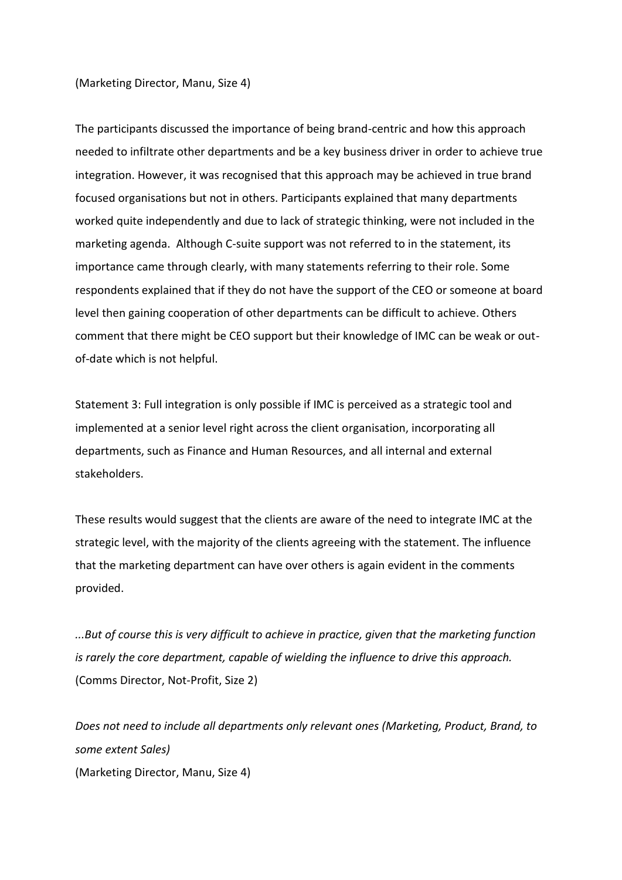(Marketing Director, Manu, Size 4)

The participants discussed the importance of being brand-centric and how this approach needed to infiltrate other departments and be a key business driver in order to achieve true integration. However, it was recognised that this approach may be achieved in true brand focused organisations but not in others. Participants explained that many departments worked quite independently and due to lack of strategic thinking, were not included in the marketing agenda. Although C-suite support was not referred to in the statement, its importance came through clearly, with many statements referring to their role. Some respondents explained that if they do not have the support of the CEO or someone at board level then gaining cooperation of other departments can be difficult to achieve. Others comment that there might be CEO support but their knowledge of IMC can be weak or out-of-date which is not helpful.

Statement 3: Full integration is only possible if IMC is perceived as a strategic tool and implemented at a senior level right across the client organisation, incorporating all departments, such as Finance and Human Resources, and all internal and external stakeholders.

These results would suggest that the clients are aware of the need to integrate IMC at the strategic level, with the majority of the clients agreeing with the statement. The influence that the marketing department can have over others is again evident in the comments provided.

*...But of course this is very difficult to achieve in practice, given that the marketing function is rarely the core department, capable of wielding the influence to drive this approach.*
(Comms Director, Not-Profit, Size 2)

*Does not need to include all departments only relevant ones (Marketing, Product, Brand, to some extent Sales)*
(Marketing Director, Manu, Size 4)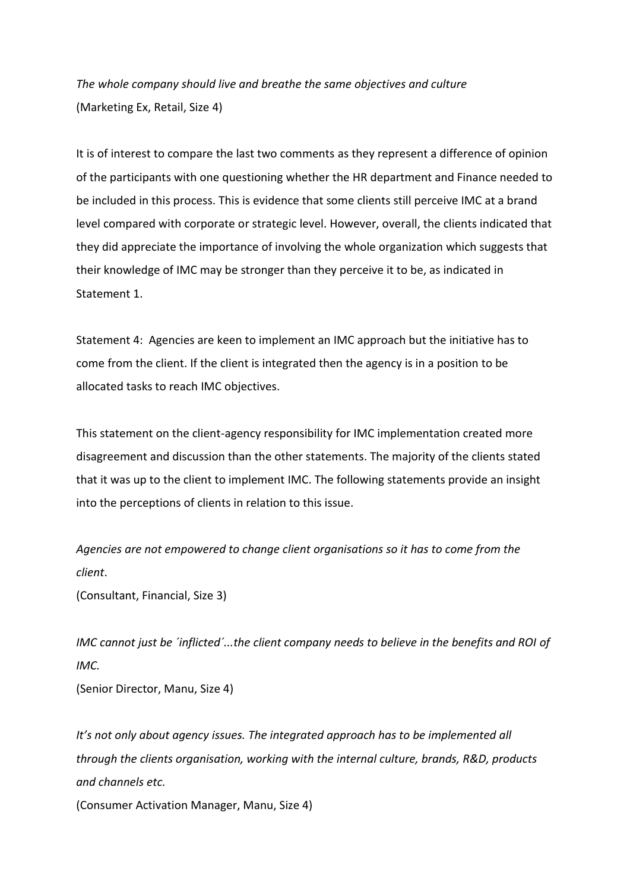*The whole company should live and breathe the same objectives and culture*
(Marketing Ex, Retail, Size 4)

It is of interest to compare the last two comments as they represent a difference of opinion of the participants with one questioning whether the HR department and Finance needed to be included in this process. This is evidence that some clients still perceive IMC at a brand level compared with corporate or strategic level. However, overall, the clients indicated that they did appreciate the importance of involving the whole organization which suggests that their knowledge of IMC may be stronger than they perceive it to be, as indicated in Statement 1.

Statement 4: Agencies are keen to implement an IMC approach but the initiative has to come from the client. If the client is integrated then the agency is in a position to be allocated tasks to reach IMC objectives.

This statement on the client-agency responsibility for IMC implementation created more disagreement and discussion than the other statements. The majority of the clients stated that it was up to the client to implement IMC. The following statements provide an insight into the perceptions of clients in relation to this issue.

*Agencies are not empowered to change client organisations so it has to come from the client*.
(Consultant, Financial, Size 3)

*IMC cannot just be ´inflicted´...the client company needs to believe in the benefits and ROI of IMC.*
(Senior Director, Manu, Size 4)

*It's not only about agency issues. The integrated approach has to be implemented all through the clients organisation, working with the internal culture, brands, R&D, products and channels etc.*
(Consumer Activation Manager, Manu, Size 4)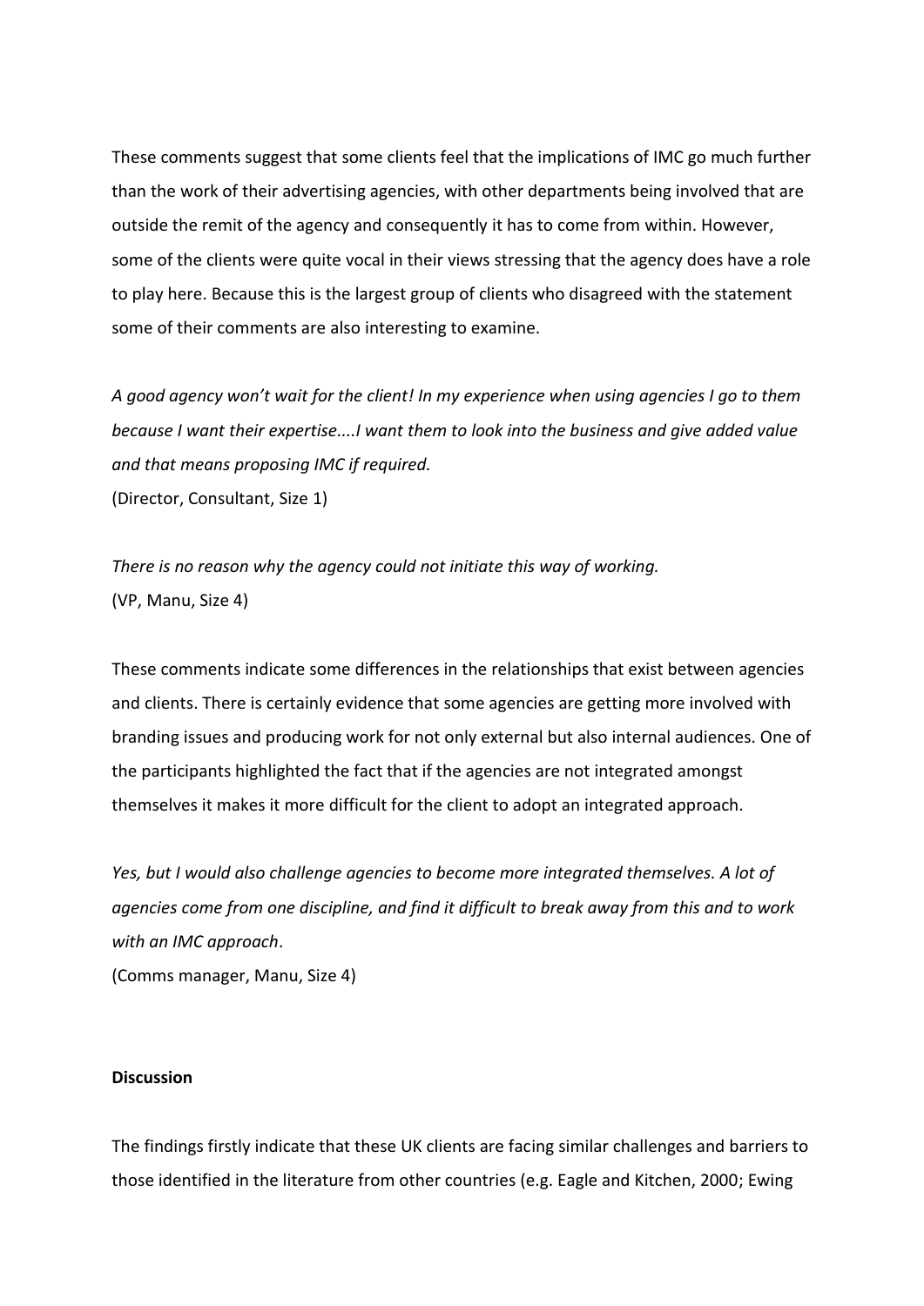These comments suggest that some clients feel that the implications of IMC go much further than the work of their advertising agencies, with other departments being involved that are outside the remit of the agency and consequently it has to come from within. However, some of the clients were quite vocal in their views stressing that the agency does have a role to play here. Because this is the largest group of clients who disagreed with the statement some of their comments are also interesting to examine.

*A good agency won't wait for the client! In my experience when using agencies I go to them because I want their expertise....I want them to look into the business and give added value and that means proposing IMC if required.*
(Director, Consultant, Size 1)

*There is no reason why the agency could not initiate this way of working.*
(VP, Manu, Size 4)

These comments indicate some differences in the relationships that exist between agencies and clients. There is certainly evidence that some agencies are getting more involved with branding issues and producing work for not only external but also internal audiences. One of the participants highlighted the fact that if the agencies are not integrated amongst themselves it makes it more difficult for the client to adopt an integrated approach.

*Yes, but I would also challenge agencies to become more integrated themselves. A lot of agencies come from one discipline, and find it difficult to break away from this and to work with an IMC approach*.
(Comms manager, Manu, Size 4)

**Discussion**

The findings firstly indicate that these UK clients are facing similar challenges and barriers to those identified in the literature from other countries (e.g. Eagle and Kitchen, 2000; Ewing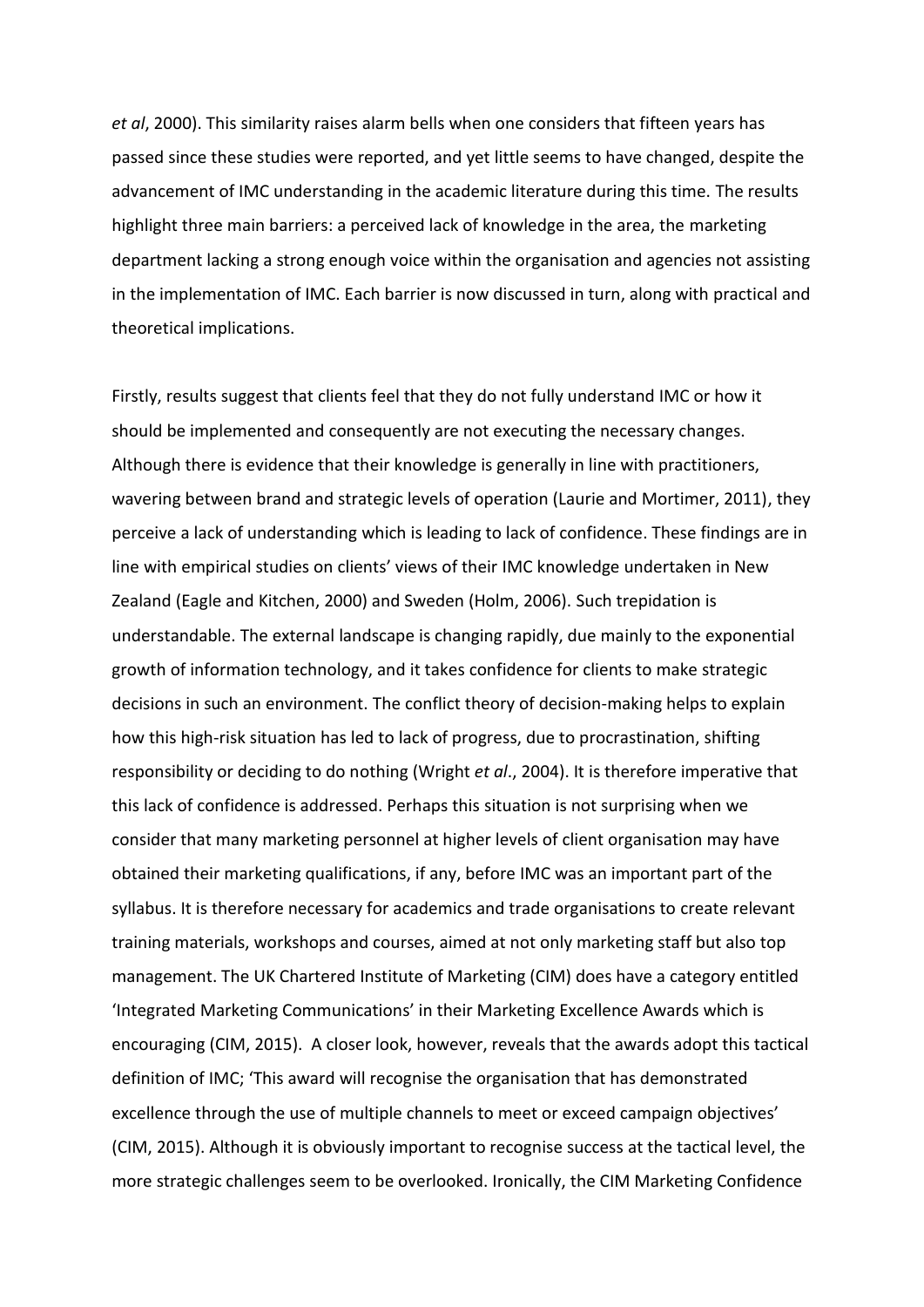*et al*, 2000). This similarity raises alarm bells when one considers that fifteen years has passed since these studies were reported, and yet little seems to have changed, despite the advancement of IMC understanding in the academic literature during this time. The results highlight three main barriers: a perceived lack of knowledge in the area, the marketing department lacking a strong enough voice within the organisation and agencies not assisting in the implementation of IMC. Each barrier is now discussed in turn, along with practical and theoretical implications.

Firstly, results suggest that clients feel that they do not fully understand IMC or how it should be implemented and consequently are not executing the necessary changes. Although there is evidence that their knowledge is generally in line with practitioners, wavering between brand and strategic levels of operation (Laurie and Mortimer, 2011), they perceive a lack of understanding which is leading to lack of confidence. These findings are in line with empirical studies on clients' views of their IMC knowledge undertaken in New Zealand (Eagle and Kitchen, 2000) and Sweden (Holm, 2006). Such trepidation is understandable. The external landscape is changing rapidly, due mainly to the exponential growth of information technology, and it takes confidence for clients to make strategic decisions in such an environment. The conflict theory of decision-making helps to explain how this high-risk situation has led to lack of progress, due to procrastination, shifting responsibility or deciding to do nothing (Wright *et al*., 2004). It is therefore imperative that this lack of confidence is addressed. Perhaps this situation is not surprising when we consider that many marketing personnel at higher levels of client organisation may have obtained their marketing qualifications, if any, before IMC was an important part of the syllabus. It is therefore necessary for academics and trade organisations to create relevant training materials, workshops and courses, aimed at not only marketing staff but also top management. The UK Chartered Institute of Marketing (CIM) does have a category entitled 'Integrated Marketing Communications' in their Marketing Excellence Awards which is encouraging (CIM, 2015). A closer look, however, reveals that the awards adopt this tactical definition of IMC; 'This award will recognise the organisation that has demonstrated excellence through the use of multiple channels to meet or exceed campaign objectives' (CIM, 2015). Although it is obviously important to recognise success at the tactical level, the more strategic challenges seem to be overlooked. Ironically, the CIM Marketing Confidence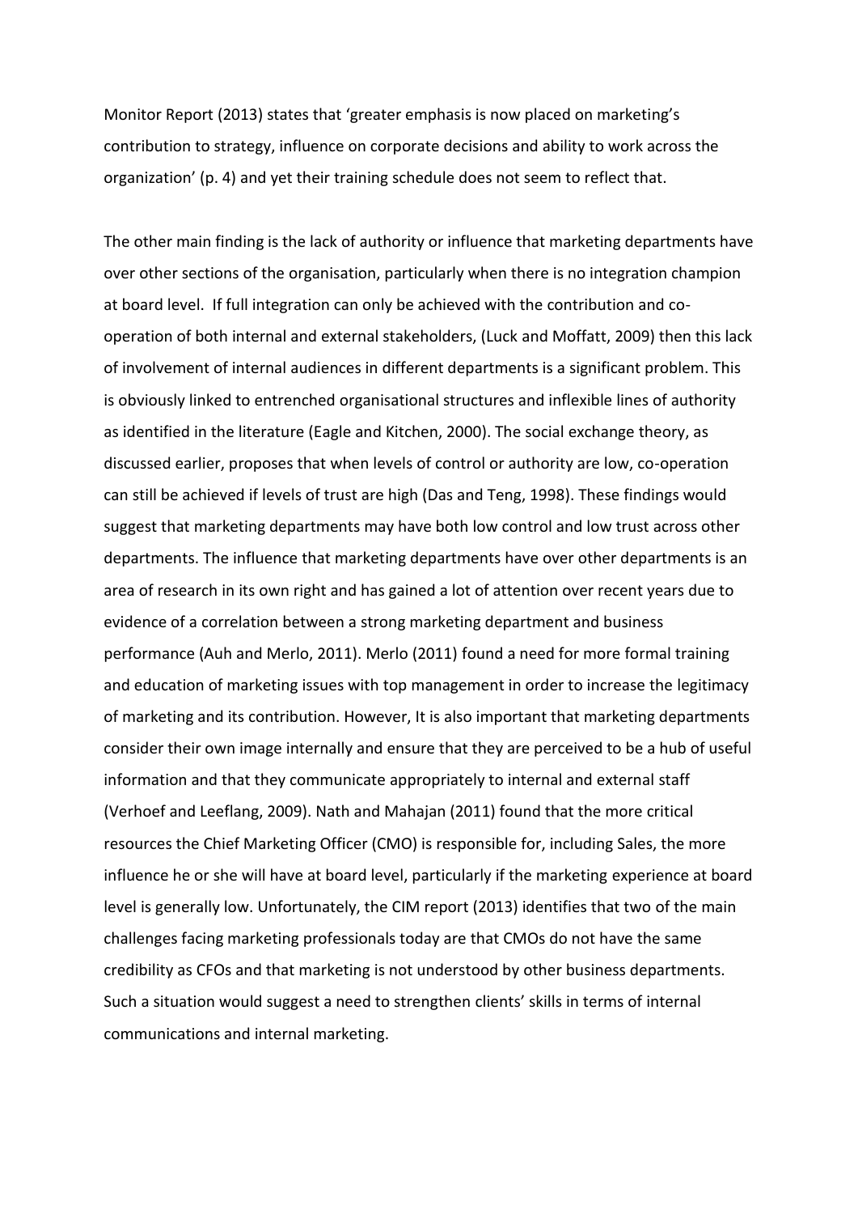Monitor Report (2013) states that 'greater emphasis is now placed on marketing's contribution to strategy, influence on corporate decisions and ability to work across the organization' (p. 4) and yet their training schedule does not seem to reflect that.

The other main finding is the lack of authority or influence that marketing departments have over other sections of the organisation, particularly when there is no integration champion at board level. If full integration can only be achieved with the contribution and co-operation of both internal and external stakeholders, (Luck and Moffatt, 2009) then this lack of involvement of internal audiences in different departments is a significant problem. This is obviously linked to entrenched organisational structures and inflexible lines of authority as identified in the literature (Eagle and Kitchen, 2000). The social exchange theory, as discussed earlier, proposes that when levels of control or authority are low, co-operation can still be achieved if levels of trust are high (Das and Teng, 1998). These findings would suggest that marketing departments may have both low control and low trust across other departments. The influence that marketing departments have over other departments is an area of research in its own right and has gained a lot of attention over recent years due to evidence of a correlation between a strong marketing department and business performance (Auh and Merlo, 2011). Merlo (2011) found a need for more formal training and education of marketing issues with top management in order to increase the legitimacy of marketing and its contribution. However, It is also important that marketing departments consider their own image internally and ensure that they are perceived to be a hub of useful information and that they communicate appropriately to internal and external staff (Verhoef and Leeflang, 2009). Nath and Mahajan (2011) found that the more critical resources the Chief Marketing Officer (CMO) is responsible for, including Sales, the more influence he or she will have at board level, particularly if the marketing experience at board level is generally low. Unfortunately, the CIM report (2013) identifies that two of the main challenges facing marketing professionals today are that CMOs do not have the same credibility as CFOs and that marketing is not understood by other business departments. Such a situation would suggest a need to strengthen clients' skills in terms of internal communications and internal marketing.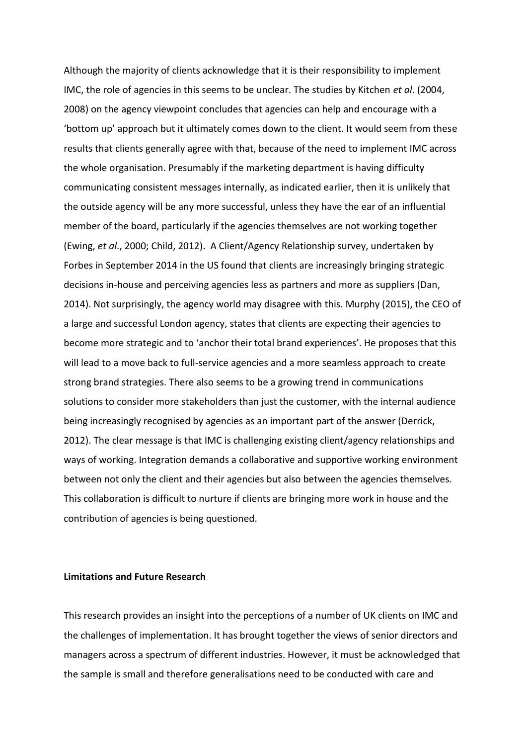Although the majority of clients acknowledge that it is their responsibility to implement IMC, the role of agencies in this seems to be unclear. The studies by Kitchen *et al*. (2004, 2008) on the agency viewpoint concludes that agencies can help and encourage with a 'bottom up' approach but it ultimately comes down to the client. It would seem from these results that clients generally agree with that, because of the need to implement IMC across the whole organisation. Presumably if the marketing department is having difficulty communicating consistent messages internally, as indicated earlier, then it is unlikely that the outside agency will be any more successful, unless they have the ear of an influential member of the board, particularly if the agencies themselves are not working together (Ewing, *et al*., 2000; Child, 2012). A Client/Agency Relationship survey, undertaken by Forbes in September 2014 in the US found that clients are increasingly bringing strategic decisions in-house and perceiving agencies less as partners and more as suppliers (Dan, 2014). Not surprisingly, the agency world may disagree with this. Murphy (2015), the CEO of a large and successful London agency, states that clients are expecting their agencies to become more strategic and to 'anchor their total brand experiences'. He proposes that this will lead to a move back to full-service agencies and a more seamless approach to create strong brand strategies. There also seems to be a growing trend in communications solutions to consider more stakeholders than just the customer, with the internal audience being increasingly recognised by agencies as an important part of the answer (Derrick, 2012). The clear message is that IMC is challenging existing client/agency relationships and ways of working. Integration demands a collaborative and supportive working environment between not only the client and their agencies but also between the agencies themselves. This collaboration is difficult to nurture if clients are bringing more work in house and the contribution of agencies is being questioned.

**Limitations and Future Research**

This research provides an insight into the perceptions of a number of UK clients on IMC and the challenges of implementation. It has brought together the views of senior directors and managers across a spectrum of different industries. However, it must be acknowledged that the sample is small and therefore generalisations need to be conducted with care and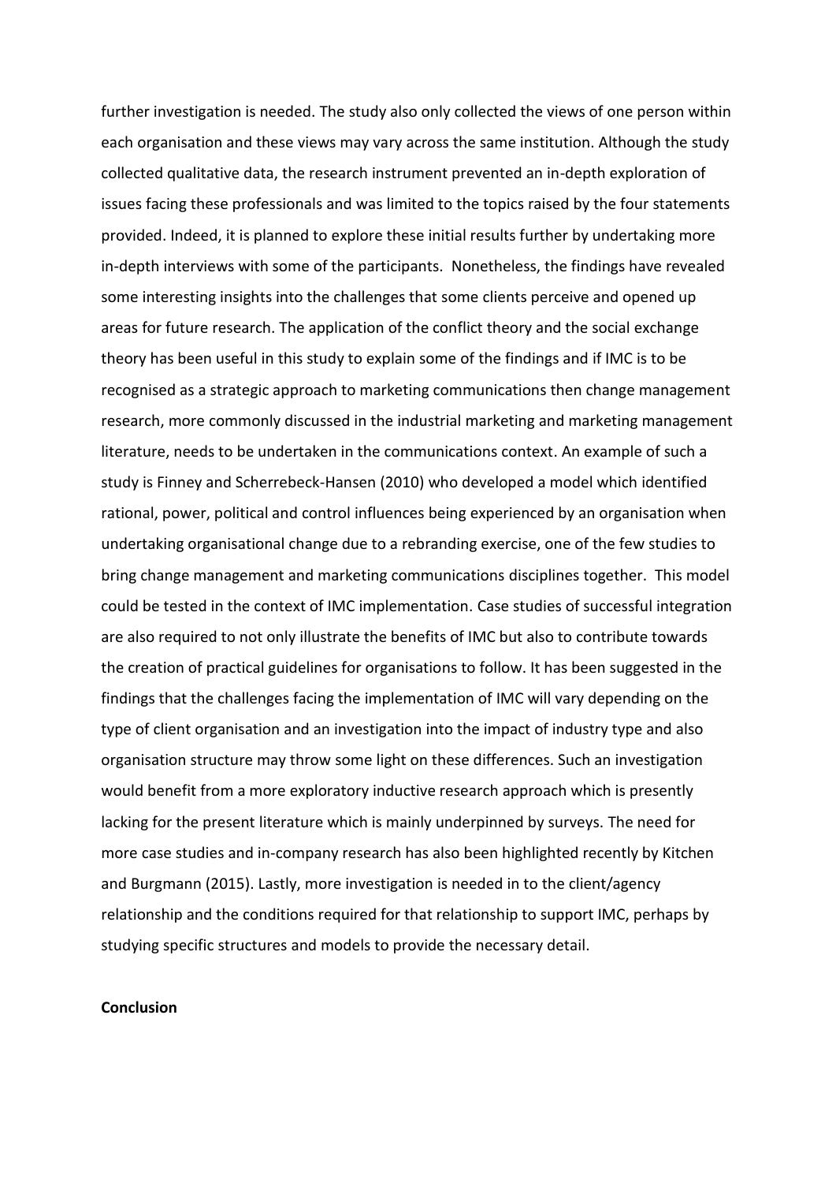further investigation is needed. The study also only collected the views of one person within each organisation and these views may vary across the same institution. Although the study collected qualitative data, the research instrument prevented an in-depth exploration of issues facing these professionals and was limited to the topics raised by the four statements provided. Indeed, it is planned to explore these initial results further by undertaking more in-depth interviews with some of the participants. Nonetheless, the findings have revealed some interesting insights into the challenges that some clients perceive and opened up areas for future research. The application of the conflict theory and the social exchange theory has been useful in this study to explain some of the findings and if IMC is to be recognised as a strategic approach to marketing communications then change management research, more commonly discussed in the industrial marketing and marketing management literature, needs to be undertaken in the communications context. An example of such a study is Finney and Scherrebeck-Hansen (2010) who developed a model which identified rational, power, political and control influences being experienced by an organisation when undertaking organisational change due to a rebranding exercise, one of the few studies to bring change management and marketing communications disciplines together. This model could be tested in the context of IMC implementation. Case studies of successful integration are also required to not only illustrate the benefits of IMC but also to contribute towards the creation of practical guidelines for organisations to follow. It has been suggested in the findings that the challenges facing the implementation of IMC will vary depending on the type of client organisation and an investigation into the impact of industry type and also organisation structure may throw some light on these differences. Such an investigation would benefit from a more exploratory inductive research approach which is presently lacking for the present literature which is mainly underpinned by surveys. The need for more case studies and in-company research has also been highlighted recently by Kitchen and Burgmann (2015). Lastly, more investigation is needed in to the client/agency relationship and the conditions required for that relationship to support IMC, perhaps by studying specific structures and models to provide the necessary detail.

**Conclusion**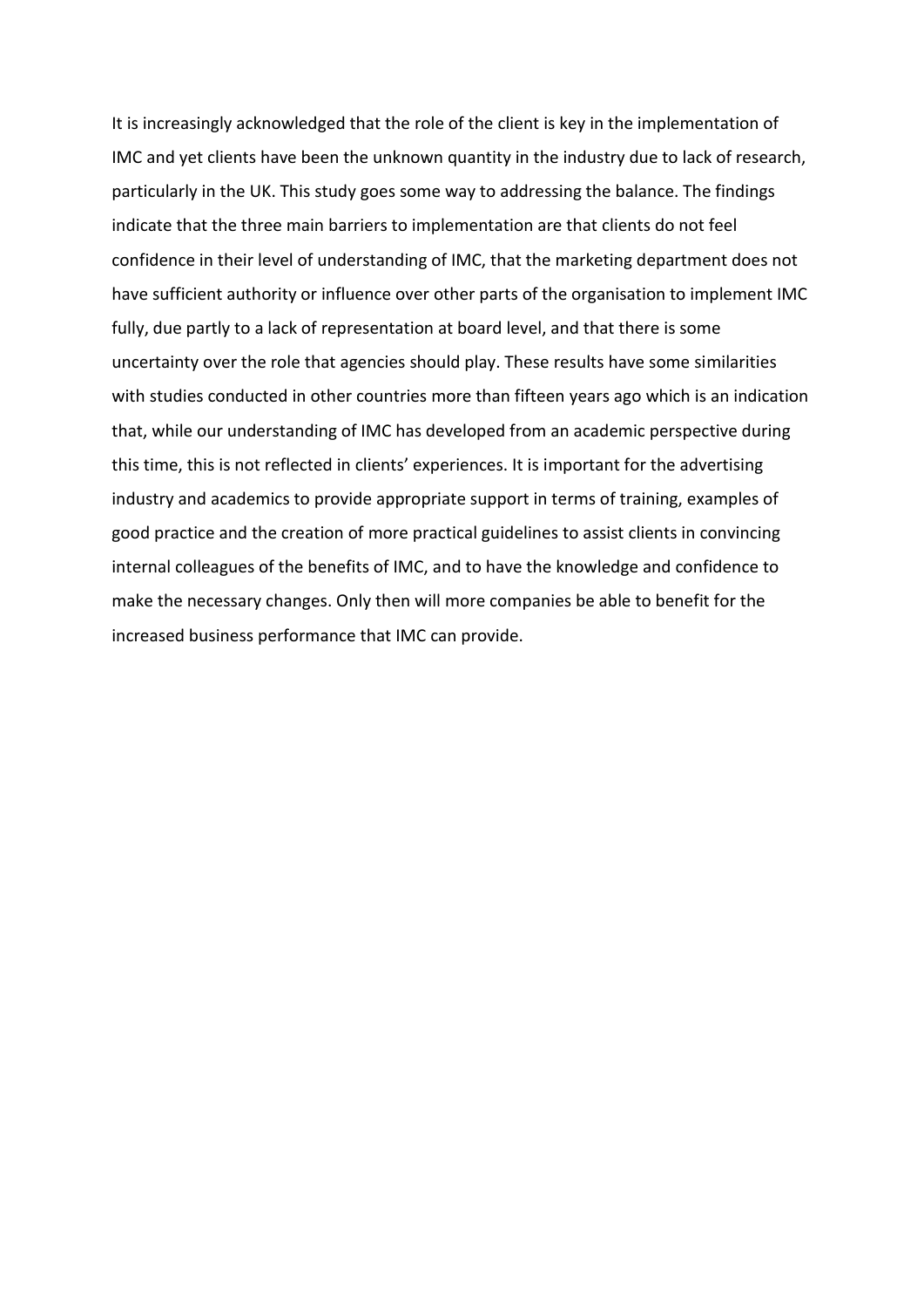It is increasingly acknowledged that the role of the client is key in the implementation of IMC and yet clients have been the unknown quantity in the industry due to lack of research, particularly in the UK. This study goes some way to addressing the balance. The findings indicate that the three main barriers to implementation are that clients do not feel confidence in their level of understanding of IMC, that the marketing department does not have sufficient authority or influence over other parts of the organisation to implement IMC fully, due partly to a lack of representation at board level, and that there is some uncertainty over the role that agencies should play. These results have some similarities with studies conducted in other countries more than fifteen years ago which is an indication that, while our understanding of IMC has developed from an academic perspective during this time, this is not reflected in clients' experiences. It is important for the advertising industry and academics to provide appropriate support in terms of training, examples of good practice and the creation of more practical guidelines to assist clients in convincing internal colleagues of the benefits of IMC, and to have the knowledge and confidence to make the necessary changes. Only then will more companies be able to benefit for the increased business performance that IMC can provide.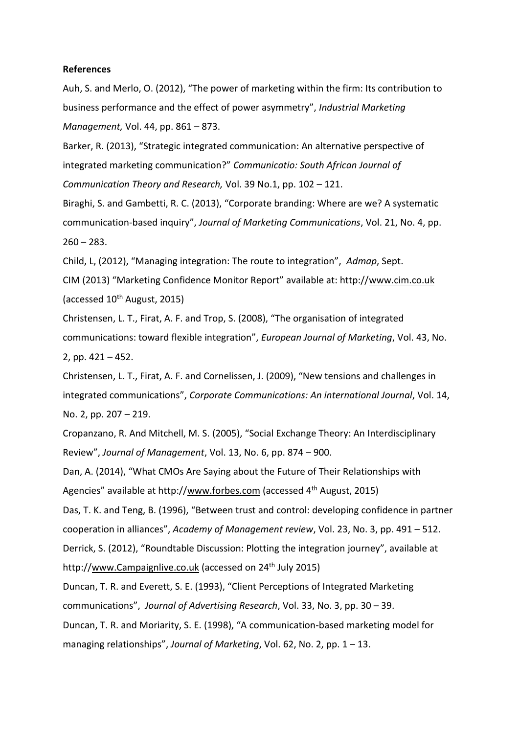**References**

Auh, S. and Merlo, O. (2012), “The power of marketing within the firm: Its contribution to business performance and the effect of power asymmetry”, *Industrial Marketing Management,* Vol. 44, pp. 861 – 873.

Barker, R. (2013), “Strategic integrated communication: An alternative perspective of integrated marketing communication?” *Communicatio: South African Journal of Communication Theory and Research,* Vol. 39 No.1, pp. 102 – 121.

Biraghi, S. and Gambetti, R. C. (2013), “Corporate branding: Where are we? A systematic communication-based inquiry”, *Journal of Marketing Communications*, Vol. 21, No. 4, pp. 260 – 283.

Child, L, (2012), “Managing integration: The route to integration”, *Admap*, Sept.

CIM (2013) “Marketing Confidence Monitor Report” available at: http://www.cim.co.uk (accessed 10th August, 2015)

Christensen, L. T., Firat, A. F. and Trop, S. (2008), “The organisation of integrated communications: toward flexible integration”, *European Journal of Marketing*, Vol. 43, No. 2, pp. 421 – 452.

Christensen, L. T., Firat, A. F. and Cornelissen, J. (2009), “New tensions and challenges in integrated communications”, *Corporate Communications: An international Journal*, Vol. 14, No. 2, pp. 207 – 219.

Cropanzano, R. And Mitchell, M. S. (2005), “Social Exchange Theory: An Interdisciplinary Review”, *Journal of Management*, Vol. 13, No. 6, pp. 874 – 900.

Dan, A. (2014), “What CMOs Are Saying about the Future of Their Relationships with Agencies” available at http://www.forbes.com (accessed 4th August, 2015)

Das, T. K. and Teng, B. (1996), “Between trust and control: developing confidence in partner cooperation in alliances”, *Academy of Management review*, Vol. 23, No. 3, pp. 491 – 512.

Derrick, S. (2012), “Roundtable Discussion: Plotting the integration journey”, available at http://www.Campaignlive.co.uk (accessed on 24th July 2015)

Duncan, T. R. and Everett, S. E. (1993), “Client Perceptions of Integrated Marketing communications”, *Journal of Advertising Research*, Vol. 33, No. 3, pp. 30 – 39.

Duncan, T. R. and Moriarity, S. E. (1998), “A communication-based marketing model for managing relationships”, *Journal of Marketing*, Vol. 62, No. 2, pp. 1 – 13.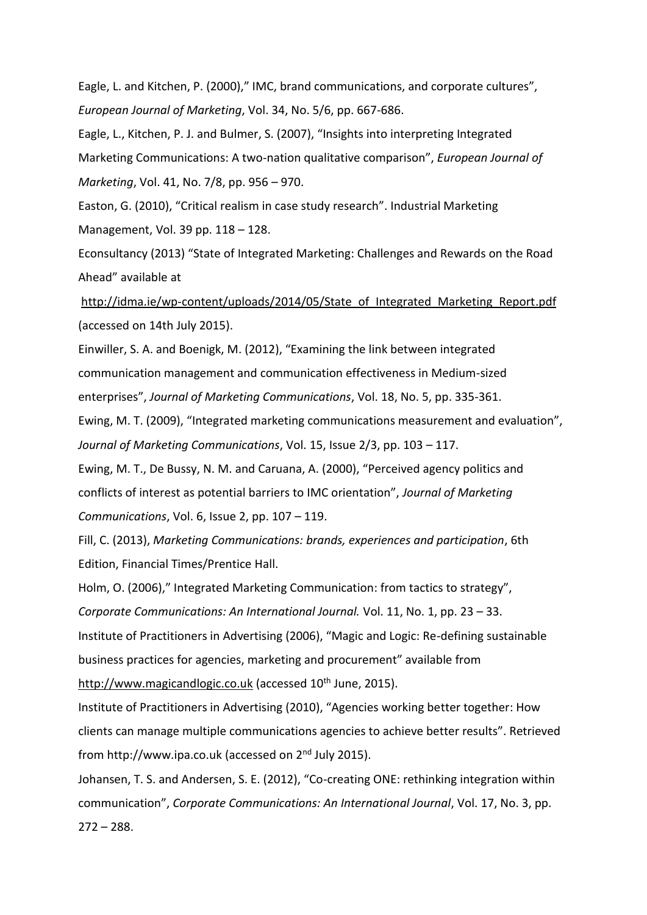Eagle, L. and Kitchen, P. (2000)," IMC, brand communications, and corporate cultures", *European Journal of Marketing*, Vol. 34, No. 5/6, pp. 667-686.

Eagle, L., Kitchen, P. J. and Bulmer, S. (2007), "Insights into interpreting Integrated Marketing Communications: A two-nation qualitative comparison", *European Journal of Marketing*, Vol. 41, No. 7/8, pp. 956 – 970.

Easton, G. (2010), "Critical realism in case study research". Industrial Marketing Management, Vol. 39 pp. 118 – 128.

Econsultancy (2013) "State of Integrated Marketing: Challenges and Rewards on the Road Ahead" available at http://idma.ie/wp-content/uploads/2014/05/State_of_Integrated_Marketing_Report.pdf (accessed on 14th July 2015).

Einwiller, S. A. and Boenigk, M. (2012), "Examining the link between integrated communication management and communication effectiveness in Medium-sized enterprises", *Journal of Marketing Communications*, Vol. 18, No. 5, pp. 335-361.

Ewing, M. T. (2009), "Integrated marketing communications measurement and evaluation", *Journal of Marketing Communications*, Vol. 15, Issue 2/3, pp. 103 – 117.

Ewing, M. T., De Bussy, N. M. and Caruana, A. (2000), "Perceived agency politics and conflicts of interest as potential barriers to IMC orientation", *Journal of Marketing Communications*, Vol. 6, Issue 2, pp. 107 – 119.

Fill, C. (2013), *Marketing Communications: brands, experiences and participation*, 6th Edition, Financial Times/Prentice Hall.

Holm, O. (2006)," Integrated Marketing Communication: from tactics to strategy", *Corporate Communications: An International Journal.* Vol. 11, No. 1, pp. 23 – 33.

Institute of Practitioners in Advertising (2006), "Magic and Logic: Re-defining sustainable business practices for agencies, marketing and procurement" available from http://www.magicandlogic.co.uk (accessed 10th June, 2015).

Institute of Practitioners in Advertising (2010), "Agencies working better together: How clients can manage multiple communications agencies to achieve better results". Retrieved from http://www.ipa.co.uk (accessed on 2nd July 2015).

Johansen, T. S. and Andersen, S. E. (2012), "Co-creating ONE: rethinking integration within communication", *Corporate Communications: An International Journal*, Vol. 17, No. 3, pp. 272 – 288.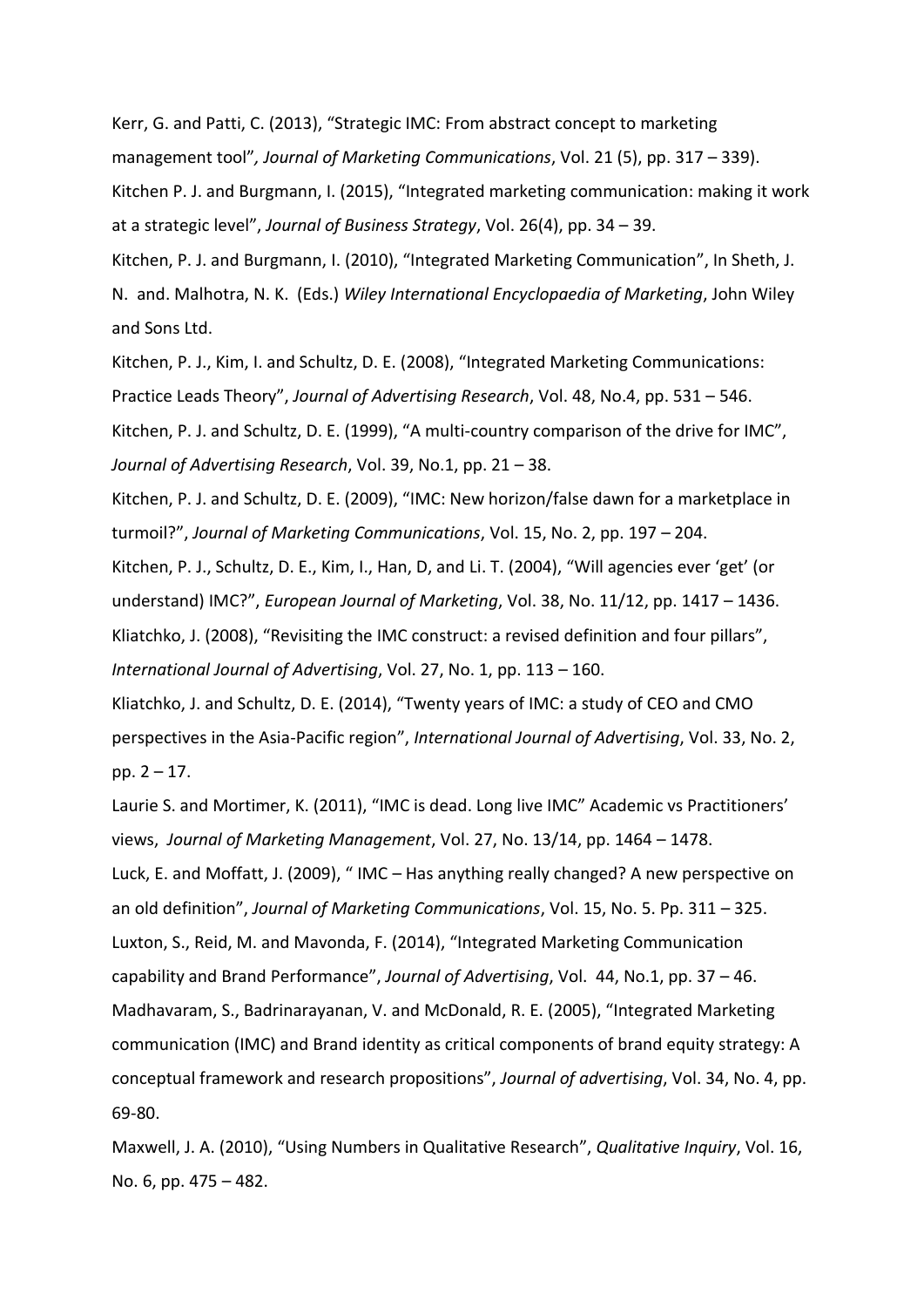Kerr, G. and Patti, C. (2013), "Strategic IMC: From abstract concept to marketing management tool", *Journal of Marketing Communications*, Vol. 21 (5), pp. 317 – 339).

Kitchen P. J. and Burgmann, I. (2015), "Integrated marketing communication: making it work at a strategic level", *Journal of Business Strategy*, Vol. 26(4), pp. 34 – 39.

Kitchen, P. J. and Burgmann, I. (2010), "Integrated Marketing Communication", In Sheth, J. N. and. Malhotra, N. K. (Eds.) *Wiley International Encyclopaedia of Marketing*, John Wiley and Sons Ltd.

Kitchen, P. J., Kim, I. and Schultz, D. E. (2008), "Integrated Marketing Communications: Practice Leads Theory", *Journal of Advertising Research*, Vol. 48, No.4, pp. 531 – 546.

Kitchen, P. J. and Schultz, D. E. (1999), "A multi-country comparison of the drive for IMC", *Journal of Advertising Research*, Vol. 39, No.1, pp. 21 – 38.

Kitchen, P. J. and Schultz, D. E. (2009), "IMC: New horizon/false dawn for a marketplace in turmoil?", *Journal of Marketing Communications*, Vol. 15, No. 2, pp. 197 – 204.

Kitchen, P. J., Schultz, D. E., Kim, I., Han, D, and Li. T. (2004), "Will agencies ever 'get' (or understand) IMC?", *European Journal of Marketing*, Vol. 38, No. 11/12, pp. 1417 – 1436.

Kliatchko, J. (2008), "Revisiting the IMC construct: a revised definition and four pillars", *International Journal of Advertising*, Vol. 27, No. 1, pp. 113 – 160.

Kliatchko, J. and Schultz, D. E. (2014), "Twenty years of IMC: a study of CEO and CMO perspectives in the Asia-Pacific region", *International Journal of Advertising*, Vol. 33, No. 2, pp. 2 – 17.

Laurie S. and Mortimer, K. (2011), "IMC is dead. Long live IMC" Academic vs Practitioners' views, *Journal of Marketing Management*, Vol. 27, No. 13/14, pp. 1464 – 1478.

Luck, E. and Moffatt, J. (2009), " IMC – Has anything really changed? A new perspective on an old definition", *Journal of Marketing Communications*, Vol. 15, No. 5. Pp. 311 – 325.

Luxton, S., Reid, M. and Mavonda, F. (2014), "Integrated Marketing Communication capability and Brand Performance", *Journal of Advertising*, Vol. 44, No.1, pp. 37 – 46.

Madhavaram, S., Badrinarayanan, V. and McDonald, R. E. (2005), "Integrated Marketing communication (IMC) and Brand identity as critical components of brand equity strategy: A conceptual framework and research propositions", *Journal of advertising*, Vol. 34, No. 4, pp. 69-80.

Maxwell, J. A. (2010), "Using Numbers in Qualitative Research", *Qualitative Inquiry*, Vol. 16, No. 6, pp. 475 – 482.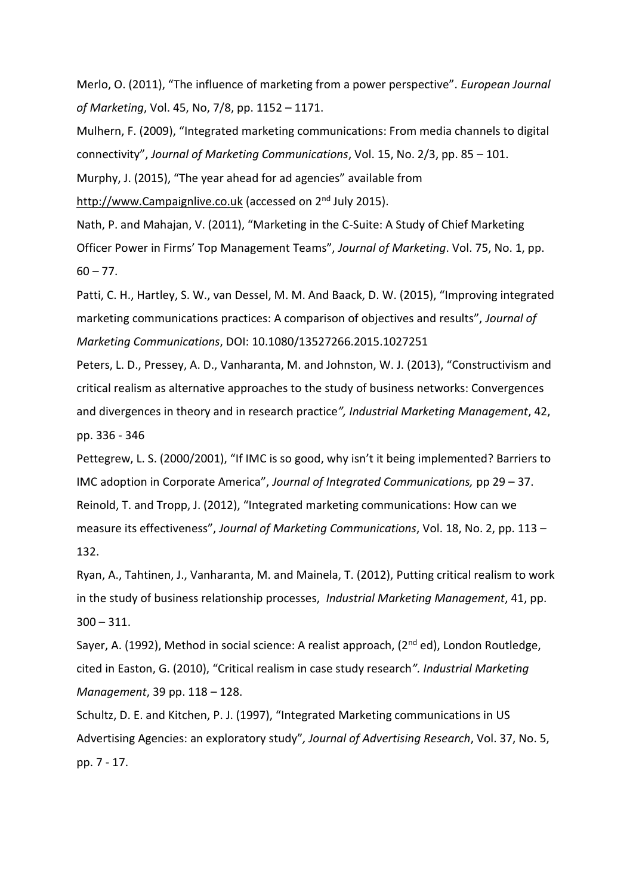Merlo, O. (2011), “The influence of marketing from a power perspective”. *European Journal of Marketing*, Vol. 45, No, 7/8, pp. 1152 – 1171.

Mulhern, F. (2009), “Integrated marketing communications: From media channels to digital connectivity”, *Journal of Marketing Communications*, Vol. 15, No. 2/3, pp. 85 – 101.

Murphy, J. (2015), “The year ahead for ad agencies” available from http://www.Campaignlive.co.uk (accessed on 2nd July 2015).

Nath, P. and Mahajan, V. (2011), “Marketing in the C-Suite: A Study of Chief Marketing Officer Power in Firms’ Top Management Teams”, *Journal of Marketing*. Vol. 75, No. 1, pp. 60 – 77.

Patti, C. H., Hartley, S. W., van Dessel, M. M. And Baack, D. W. (2015), “Improving integrated marketing communications practices: A comparison of objectives and results”, *Journal of Marketing Communications*, DOI: 10.1080/13527266.2015.1027251

Peters, L. D., Pressey, A. D., Vanharanta, M. and Johnston, W. J. (2013), “Constructivism and critical realism as alternative approaches to the study of business networks: Convergences and divergences in theory and in research practice*”, Industrial Marketing Management*, 42, pp. 336 - 346

Pettegrew, L. S. (2000/2001), “If IMC is so good, why isn’t it being implemented? Barriers to IMC adoption in Corporate America”, *Journal of Integrated Communications,* pp 29 – 37.

Reinold, T. and Tropp, J. (2012), “Integrated marketing communications: How can we measure its effectiveness”, *Journal of Marketing Communications*, Vol. 18, No. 2, pp. 113 – 132.

Ryan, A., Tahtinen, J., Vanharanta, M. and Mainela, T. (2012), Putting critical realism to work in the study of business relationship processes, *Industrial Marketing Management*, 41, pp. 300 – 311.

Sayer, A. (1992), Method in social science: A realist approach, (2nd ed), London Routledge, cited in Easton, G. (2010), “Critical realism in case study research*”. Industrial Marketing Management*, 39 pp. 118 – 128.

Schultz, D. E. and Kitchen, P. J. (1997), “Integrated Marketing communications in US Advertising Agencies: an exploratory study”*, Journal of Advertising Research*, Vol. 37, No. 5, pp. 7 - 17.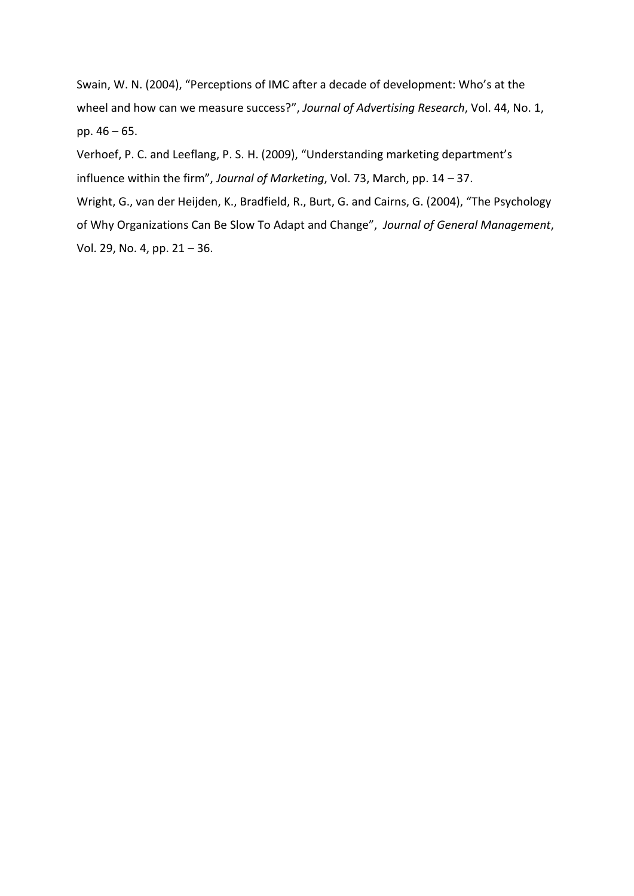Swain, W. N. (2004), “Perceptions of IMC after a decade of development: Who’s at the wheel and how can we measure success?”, *Journal of Advertising Research*, Vol. 44, No. 1, pp. 46 – 65.

Verhoef, P. C. and Leeflang, P. S. H. (2009), “Understanding marketing department’s influence within the firm”, *Journal of Marketing*, Vol. 73, March, pp. 14 – 37.

Wright, G., van der Heijden, K., Bradfield, R., Burt, G. and Cairns, G. (2004), “The Psychology of Why Organizations Can Be Slow To Adapt and Change”, *Journal of General Management*, Vol. 29, No. 4, pp. 21 – 36.